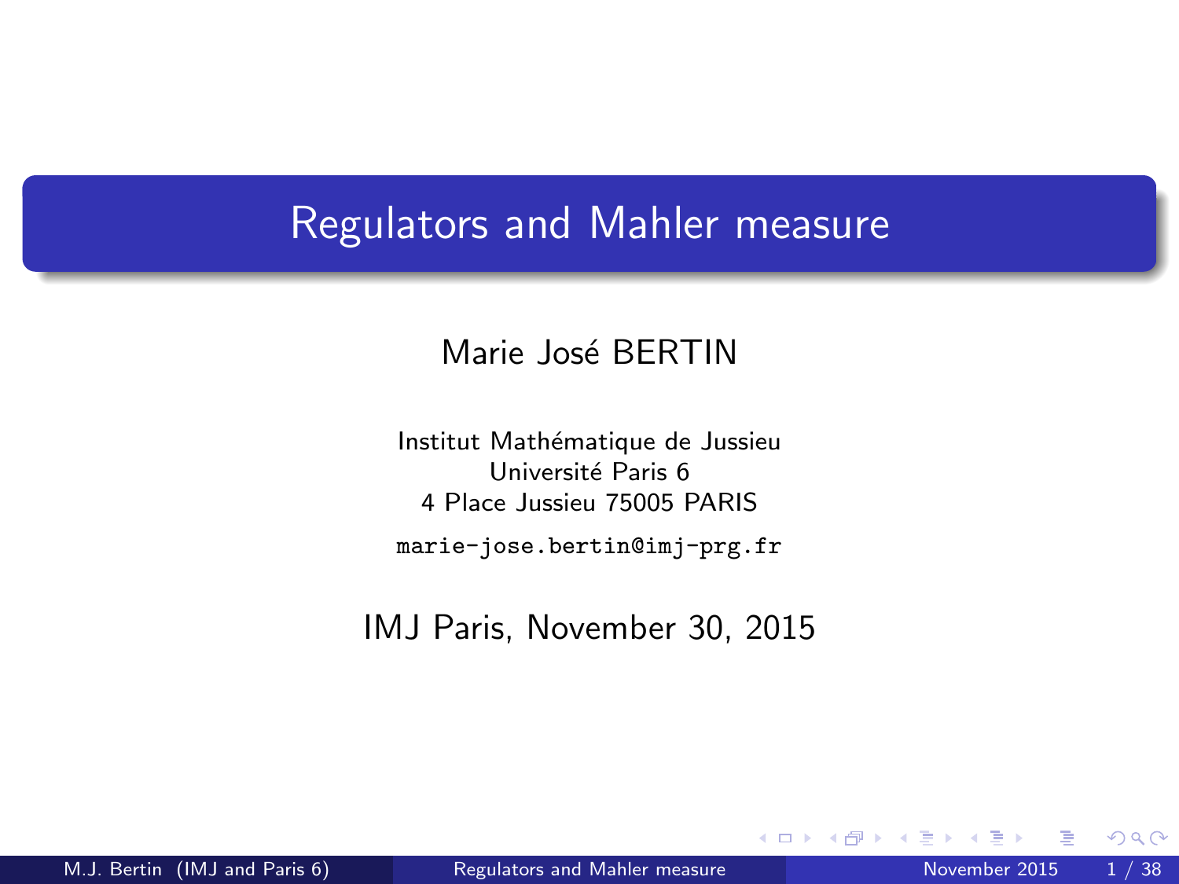# Regulators and Mahler measure

Marie José BERTIN

Institut Mathématique de Jussieu
Université Paris 6
4 Place Jussieu 75005 PARIS

marie-jose.bertin@imj-prg.fr

IMJ Paris, November 30, 2015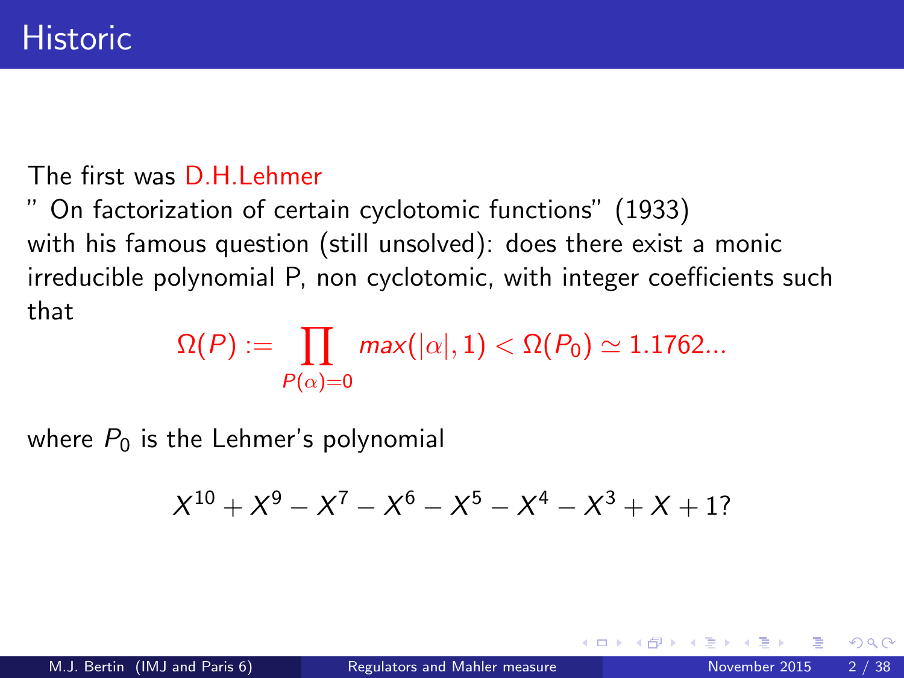# Historic

The first was D.H.Lehmer

" On factorization of certain cyclotomic functions" (1933)
with his famous question (still unsolved): does there exist a monic irreducible polynomial P, non cyclotomic, with integer coefficients such that

$$\Omega(P) := \prod_{P(\alpha)=0} max(|\alpha|, 1) < \Omega(P_0) \simeq 1.1762...$$

where $P_0$ is the Lehmer's polynomial

$$X^{10} + X^9 - X^7 - X^6 - X^5 - X^4 - X^3 + X + 1?$$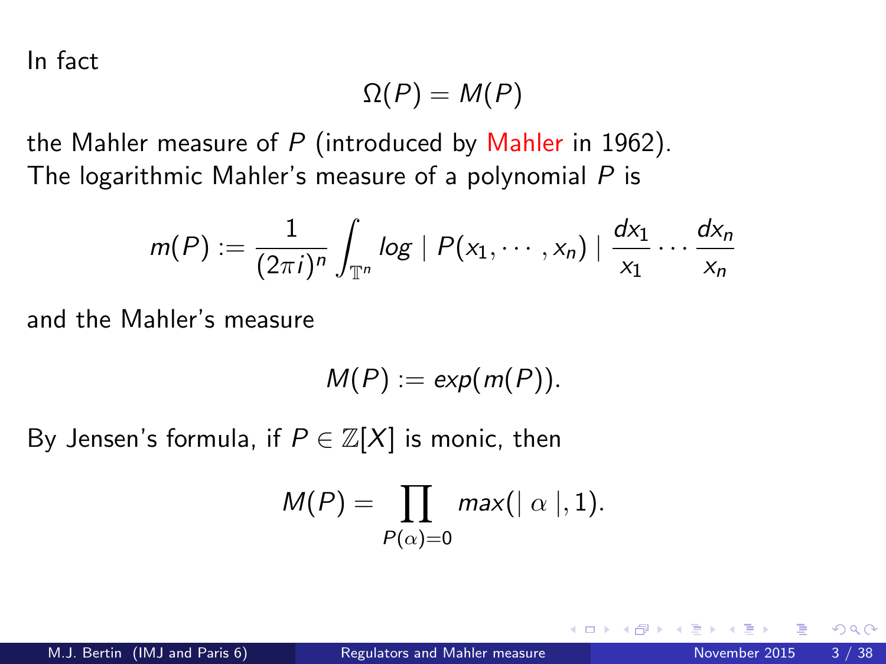In fact

$$\Omega(P) = M(P)$$

the Mahler measure of $P$ (introduced by Mahler in 1962).
The logarithmic Mahler's measure of a polynomial $P$ is

$$m(P) := \frac{1}{(2\pi i)^n} \int_{\mathbb{T}^n} log \mid P(x_1, \cdots, x_n) \mid \frac{dx_1}{x_1} \cdots \frac{dx_n}{x_n}$$

and the Mahler's measure

$$M(P) := exp(m(P)).$$

By Jensen's formula, if $P \in \mathbb{Z}[X]$ is monic, then

$$M(P) = \prod_{P(\alpha)=0} max(\mid \alpha \mid, 1).$$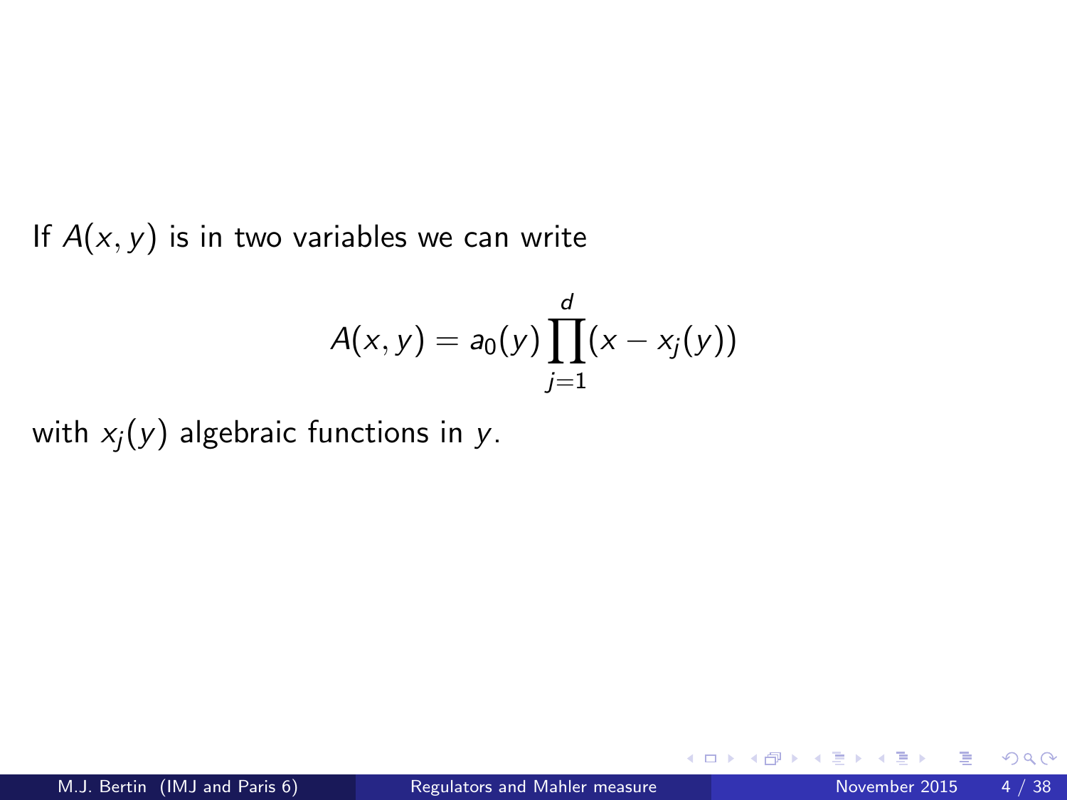If $A(x, y)$ is in two variables we can write

$$A(x, y) = a_0(y) \prod_{j=1}^{d} (x - x_j(y))$$

with $x_j(y)$ algebraic functions in $y$.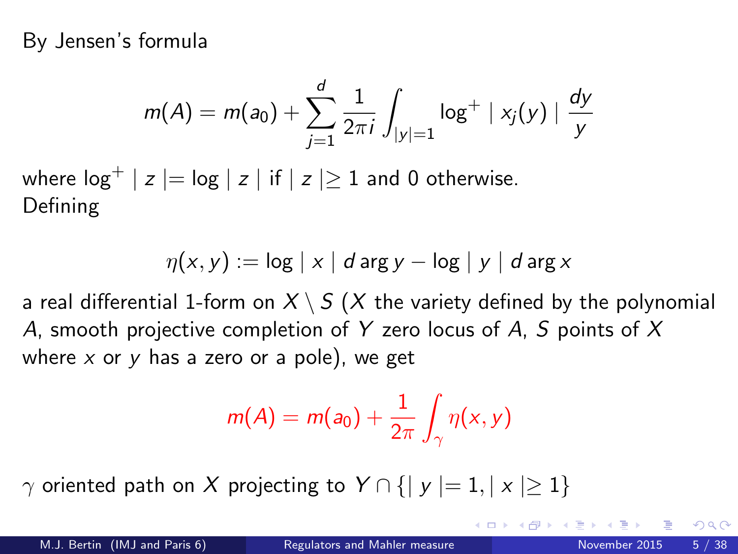By Jensen's formula

$$m(A) = m(a_0) + \sum_{j=1}^{d} \frac{1}{2\pi i} \int_{|y|=1} \log^+ \mid x_j(y) \mid \frac{dy}{y}$$

where $\log^+ \mid z \mid = \log \mid z \mid$ if $\mid z \mid \geq 1$ and 0 otherwise.
Defining

$$\eta(x, y) := \log \mid x \mid d \arg y - \log \mid y \mid d \arg x$$

a real differential 1-form on $X \setminus S$ ($X$ the variety defined by the polynomial $A$, smooth projective completion of $Y$ zero locus of $A$, $S$ points of $X$ where $x$ or $y$ has a zero or a pole), we get

$$m(A) = m(a_0) + \frac{1}{2\pi} \int_{\gamma} \eta(x, y)$$

$\gamma$ oriented path on $X$ projecting to $Y \cap \{\mid y \mid = 1, \mid x \mid \geq 1\}$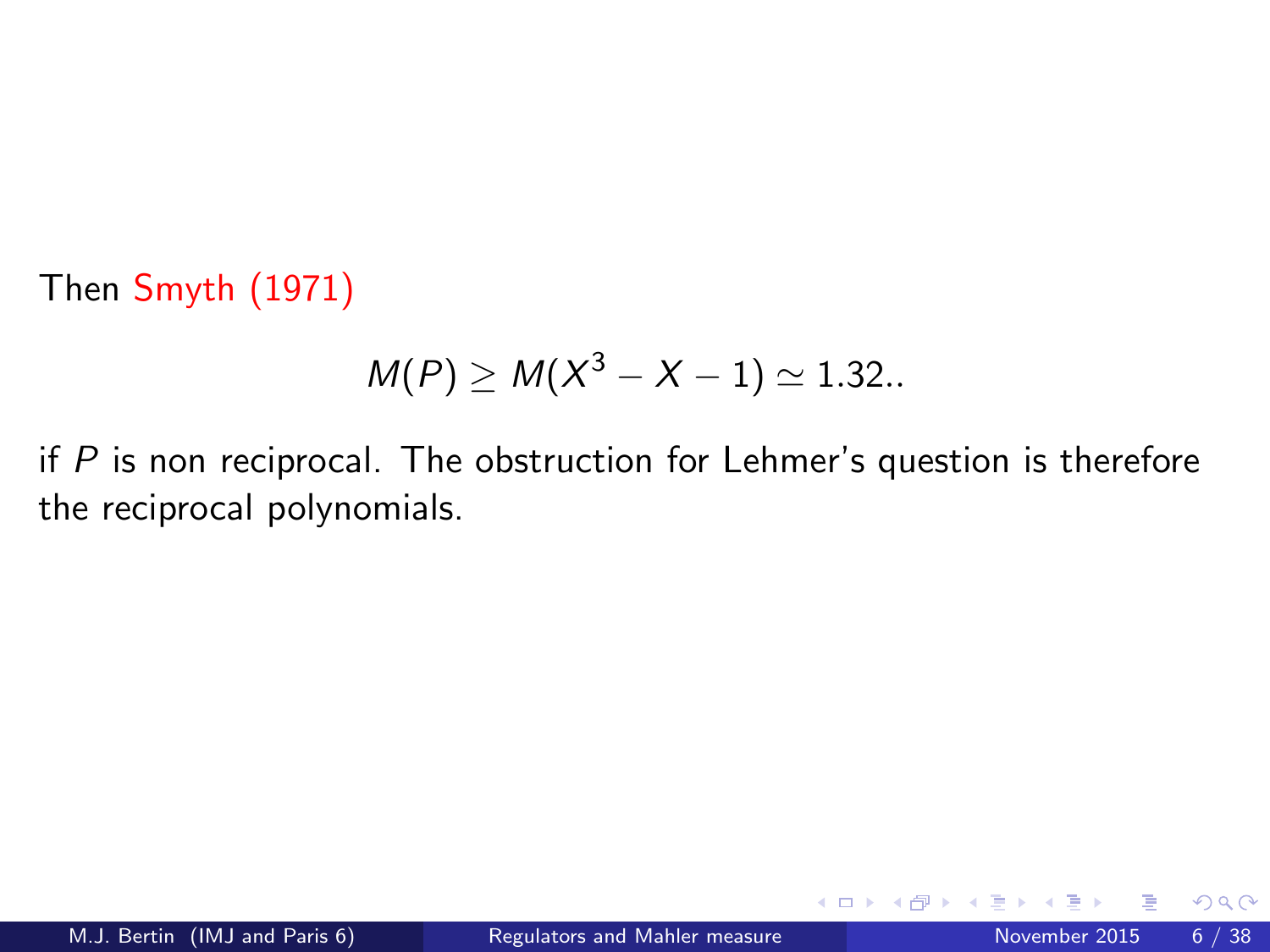Then Smyth (1971)

$$M(P) \geq M(X^3 - X - 1) \simeq 1.32..$$

if $P$ is non reciprocal. The obstruction for Lehmer's question is therefore the reciprocal polynomials.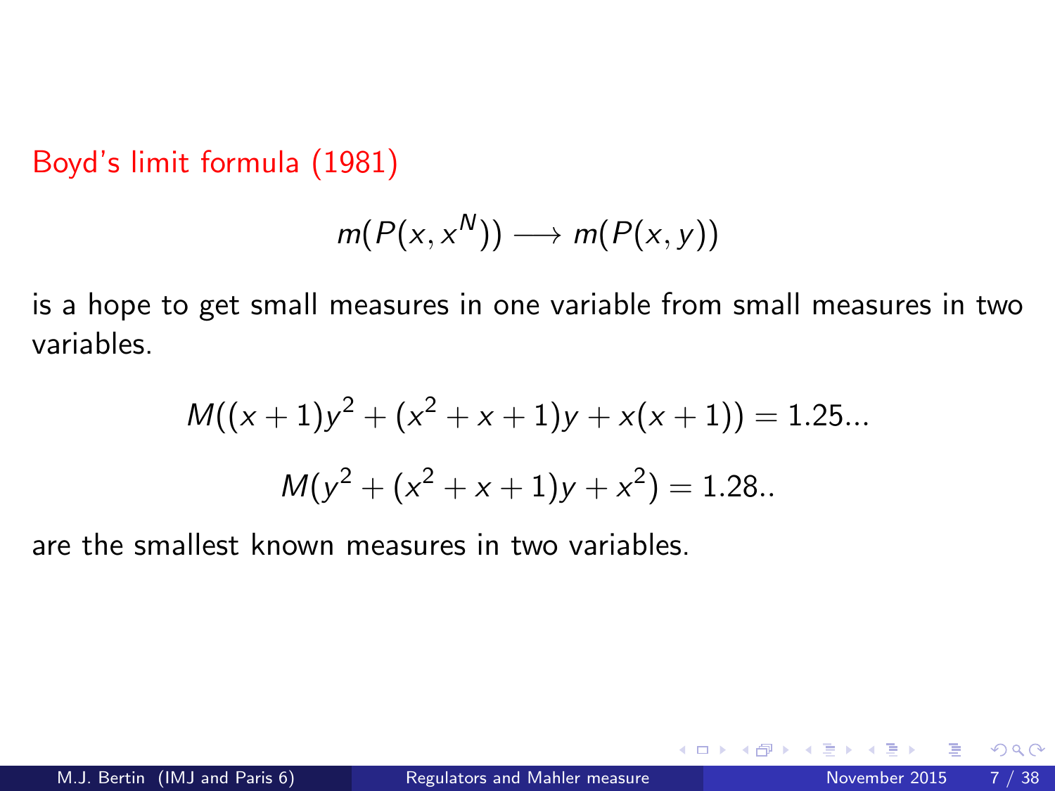Boyd's limit formula (1981)

$$m(P(x, x^N)) \longrightarrow m(P(x, y))$$

is a hope to get small measures in one variable from small measures in two variables.

$$M((x+1)y^2 + (x^2+x+1)y + x(x+1)) = 1.25...$$

$$M(y^2 + (x^2+x+1)y + x^2) = 1.28..$$

are the smallest known measures in two variables.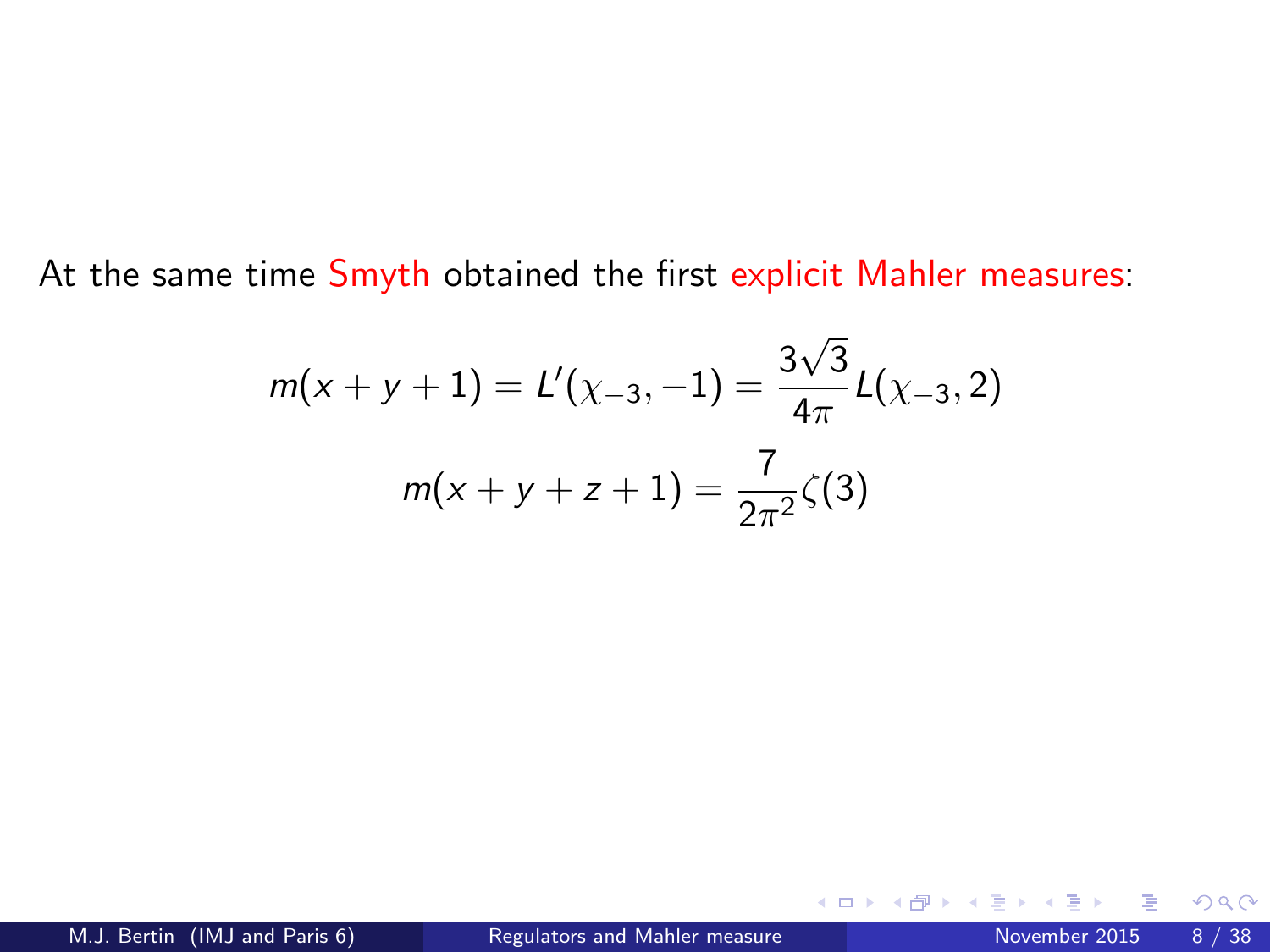At the same time Smyth obtained the first explicit Mahler measures:

$$m(x+y+1) = L'(\chi_{-3}, -1) = \frac{3\sqrt{3}}{4\pi} L(\chi_{-3}, 2)$$

$$m(x+y+z+1) = \frac{7}{2\pi^2}\zeta(3)$$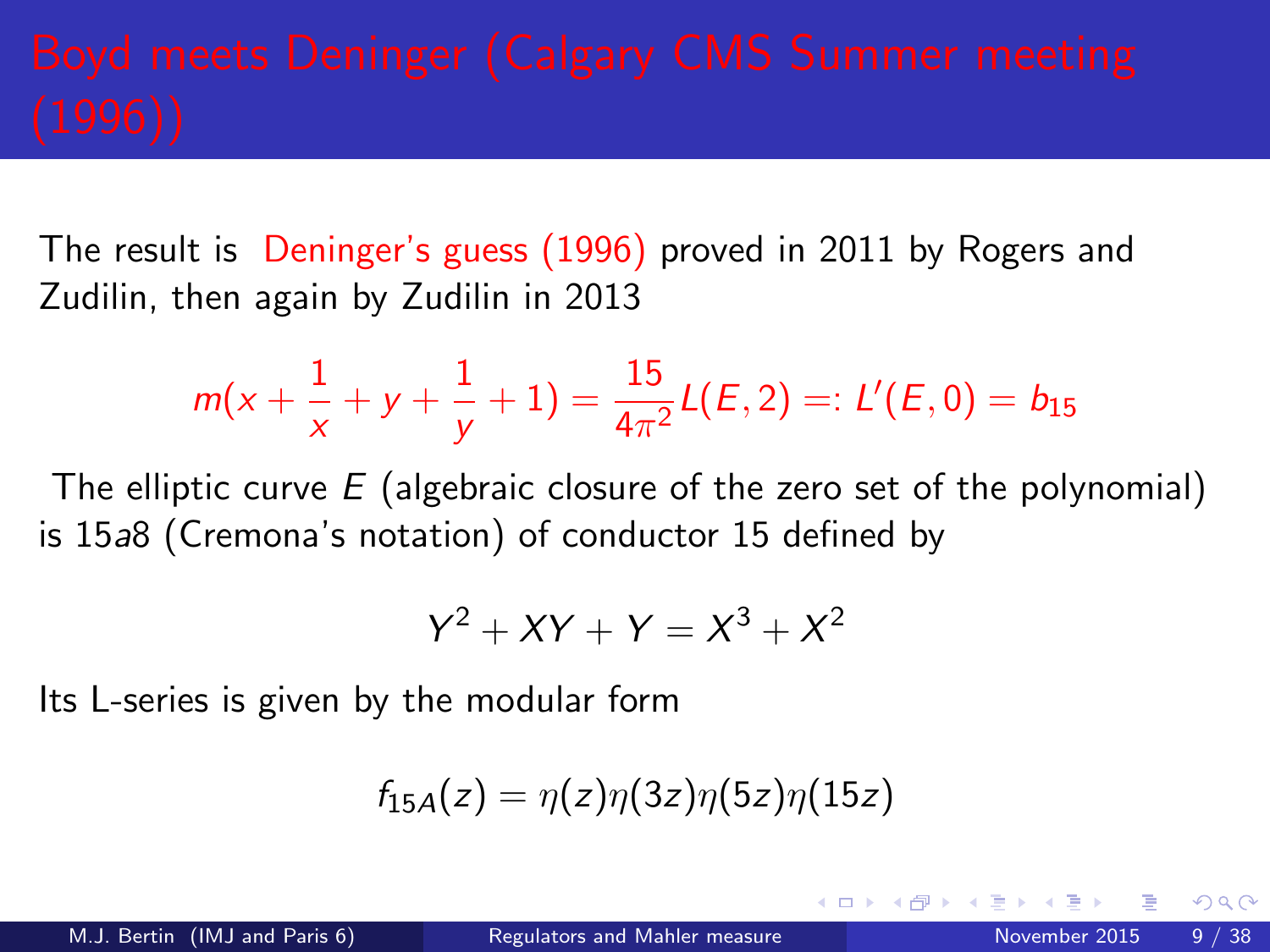# Boyd meets Deninger (Calgary CMS Summer meeting (1996))

The result is Deninger's guess (1996) proved in 2011 by Rogers and Zudilin, then again by Zudilin in 2013

$$m(x + \frac{1}{x} + y + \frac{1}{y} + 1) = \frac{15}{4\pi^2} L(E, 2) =: L'(E, 0) = b_{15}$$

The elliptic curve $E$ (algebraic closure of the zero set of the polynomial) is $15a8$ (Cremona's notation) of conductor 15 defined by

$$Y^2 + XY + Y = X^3 + X^2$$

Its L-series is given by the modular form

$$f_{15A}(z) = \eta(z)\eta(3z)\eta(5z)\eta(15z)$$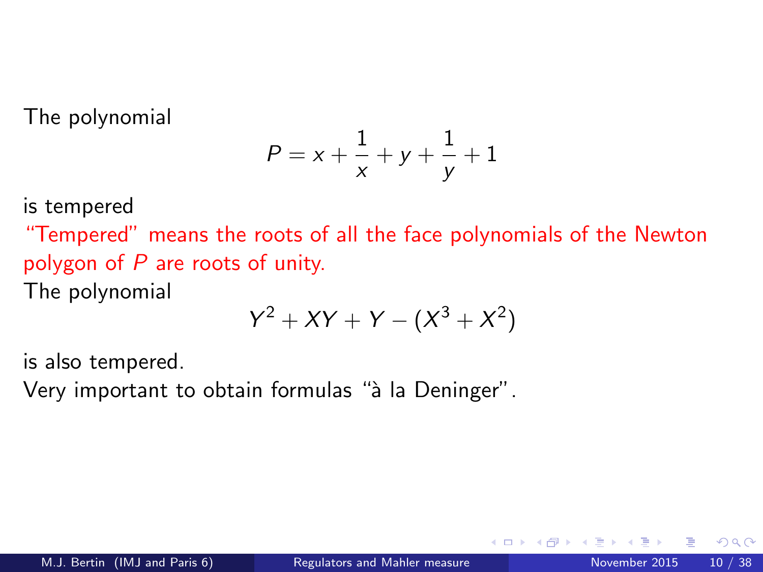The polynomial

$$P = x + \frac{1}{x} + y + \frac{1}{y} + 1$$

is tempered

"Tempered" means the roots of all the face polynomials of the Newton polygon of $P$ are roots of unity.

The polynomial

$$Y^2 + XY + Y - (X^3 + X^2)$$

is also tempered.

Very important to obtain formulas "à la Deninger".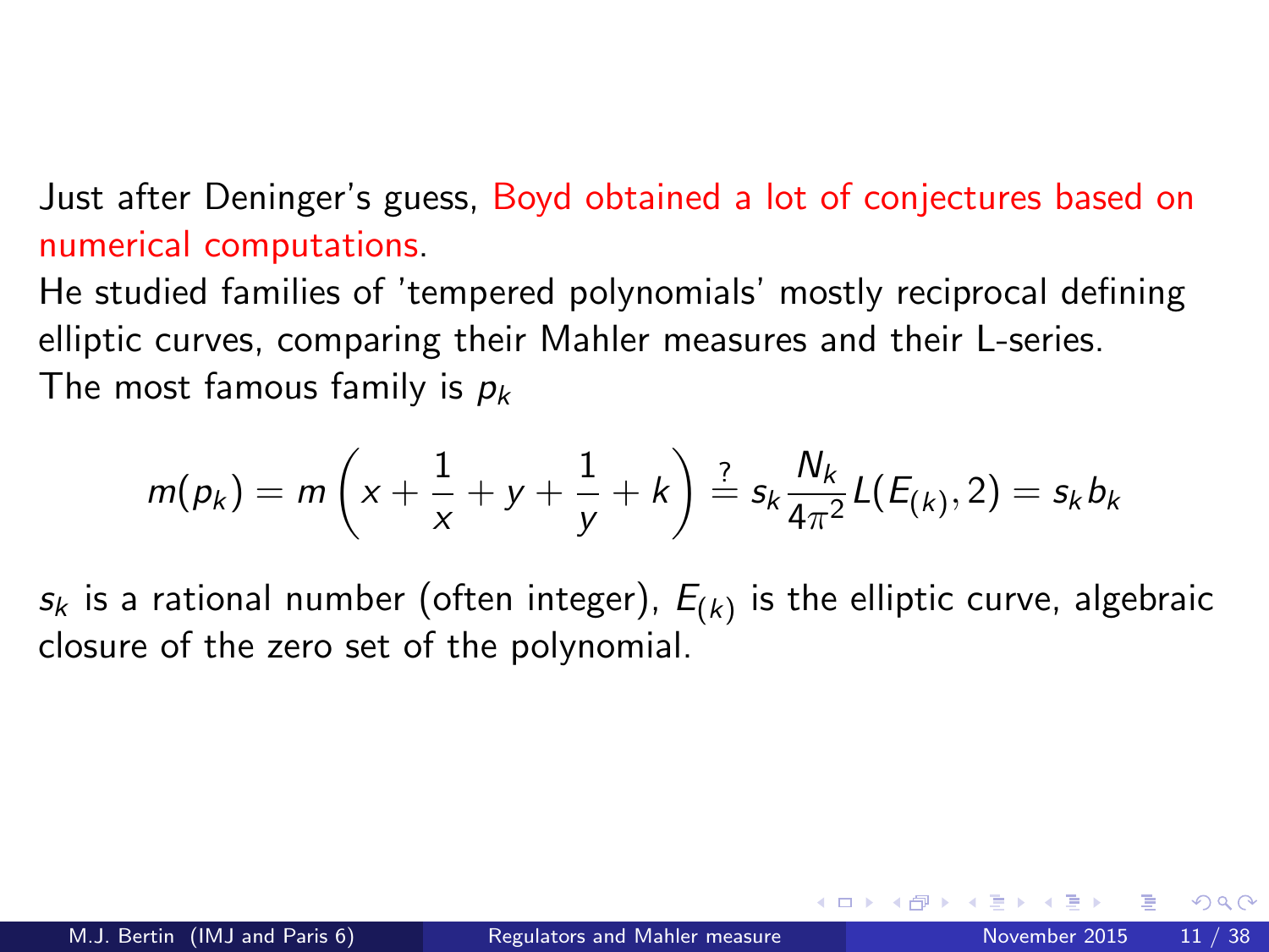Just after Deninger's guess, Boyd obtained a lot of conjectures based on numerical computations.
He studied families of 'tempered polynomials' mostly reciprocal defining elliptic curves, comparing their Mahler measures and their L-series.
The most famous family is $p_k$

$$m(p_k) = m\left(x + \frac{1}{x} + y + \frac{1}{y} + k\right) \stackrel{?}{=} s_k \frac{N_k}{4\pi^2} L(E_{(k)}, 2) = s_k b_k$$

$s_k$ is a rational number (often integer), $E_{(k)}$ is the elliptic curve, algebraic closure of the zero set of the polynomial.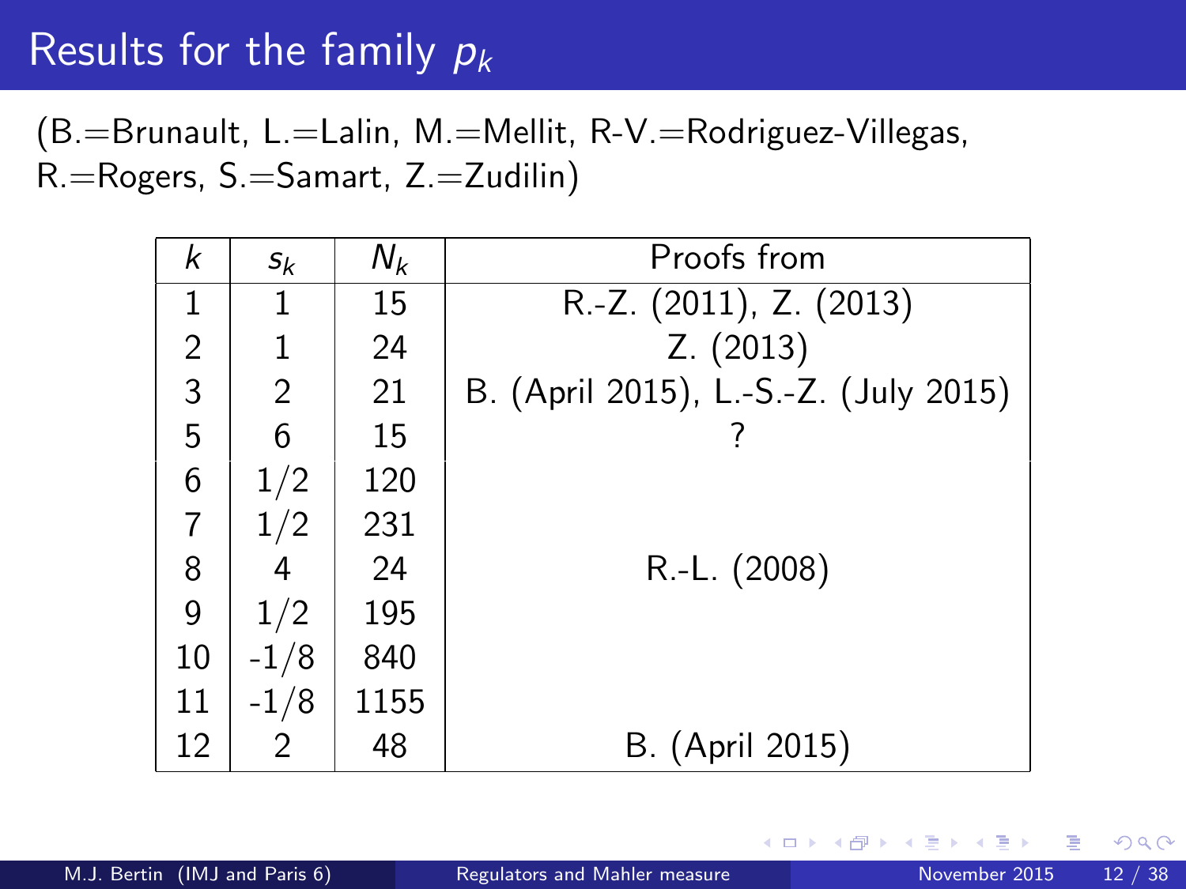# Results for the family $p_k$

(B.=Brunault, L.=Lalin, M.=Mellit, R-V.=Rodriguez-Villegas, R.=Rogers, S.=Samart, Z.=Zudilin)

| $k$ | $s_k$ | $N_k$ | Proofs from |
|---|---|---|---|
| 1 | 1 | 15 | R.-Z. (2011), Z. (2013) |
| 2 | 1 | 24 | Z. (2013) |
| 3 | 2 | 21 | B. (April 2015), L.-S.-Z. (July 2015) |
| 5 | 6 | 15 | ? |
| 6 | 1/2 | 120 | |
| 7 | 1/2 | 231 | |
| 8 | 4 | 24 | R.-L. (2008) |
| 9 | 1/2 | 195 | |
| 10 | -1/8 | 840 | |
| 11 | -1/8 | 1155 | |
| 12 | 2 | 48 | B. (April 2015) |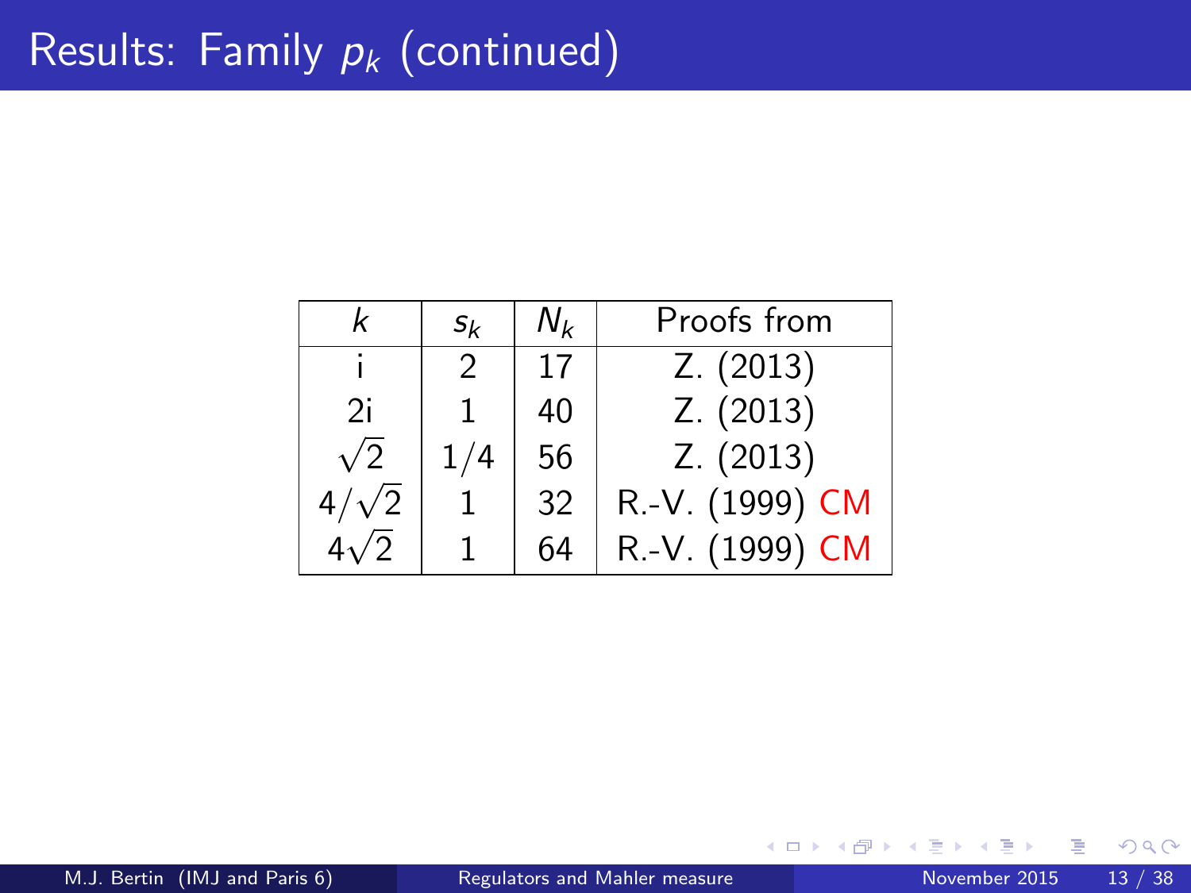# Results: Family $p_k$ (continued)

| $k$ | $s_k$ | $N_k$ | Proofs from |
|---|---|---|---|
| i | 2 | 17 | Z. (2013) |
| 2i | 1 | 40 | Z. (2013) |
| $\sqrt{2}$ | $1/4$ | 56 | Z. (2013) |
| $4/\sqrt{2}$ | 1 | 32 | R.-V. (1999) CM |
| $4\sqrt{2}$ | 1 | 64 | R.-V. (1999) CM |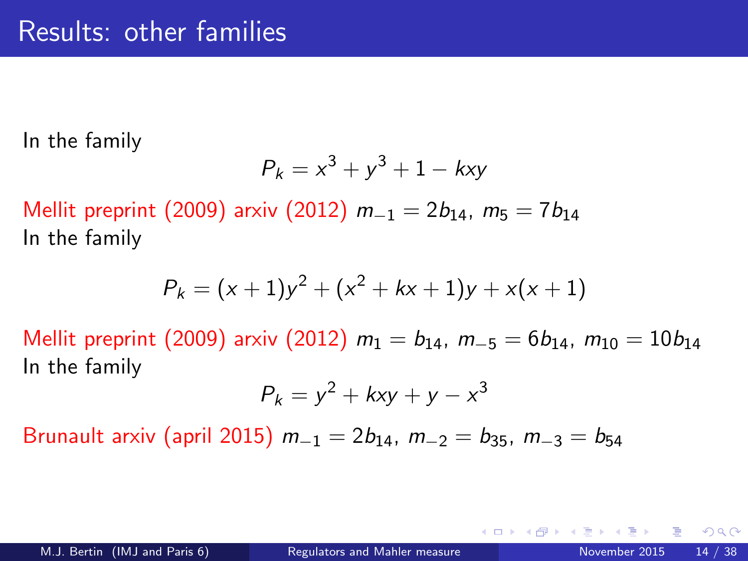# Results: other families

In the family

$$P_k = x^3 + y^3 + 1 - kxy$$

Mellit preprint (2009) arxiv (2012) $m_{-1} = 2b_{14},\ m_5 = 7b_{14}$

In the family

$$P_k = (x+1)y^2 + (x^2 + kx + 1)y + x(x+1)$$

Mellit preprint (2009) arxiv (2012) $m_1 = b_{14},\ m_{-5} = 6b_{14},\ m_{10} = 10b_{14}$

In the family

$$P_k = y^2 + kxy + y - x^3$$

Brunault arxiv (april 2015) $m_{-1} = 2b_{14},\ m_{-2} = b_{35},\ m_{-3} = b_{54}$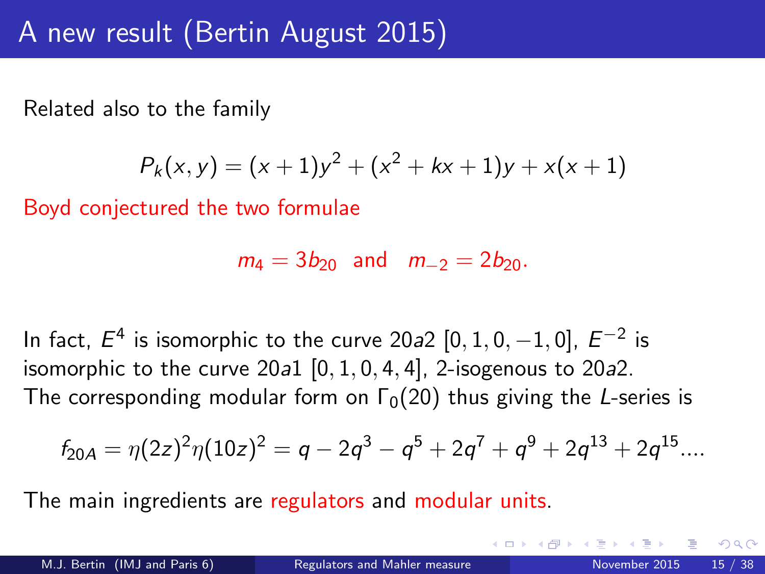# A new result (Bertin August 2015)

Related also to the family

$$P_k(x,y) = (x+1)y^2 + (x^2+kx+1)y + x(x+1)$$

Boyd conjectured the two formulae

$$m_4 = 3b_{20} \quad \text{and} \quad m_{-2} = 2b_{20}.$$

In fact, $E^4$ is isomorphic to the curve 20*a*2 $[0,1,0,-1,0]$, $E^{-2}$ is isomorphic to the curve 20*a*1 $[0,1,0,4,4]$, 2-isogenous to 20*a*2. The corresponding modular form on $\Gamma_0(20)$ thus giving the $L$-series is

$$f_{20A} = \eta(2z)^2\eta(10z)^2 = q - 2q^3 - q^5 + 2q^7 + q^9 + 2q^{13} + 2q^{15} \ldots.$$

The main ingredients are regulators and modular units.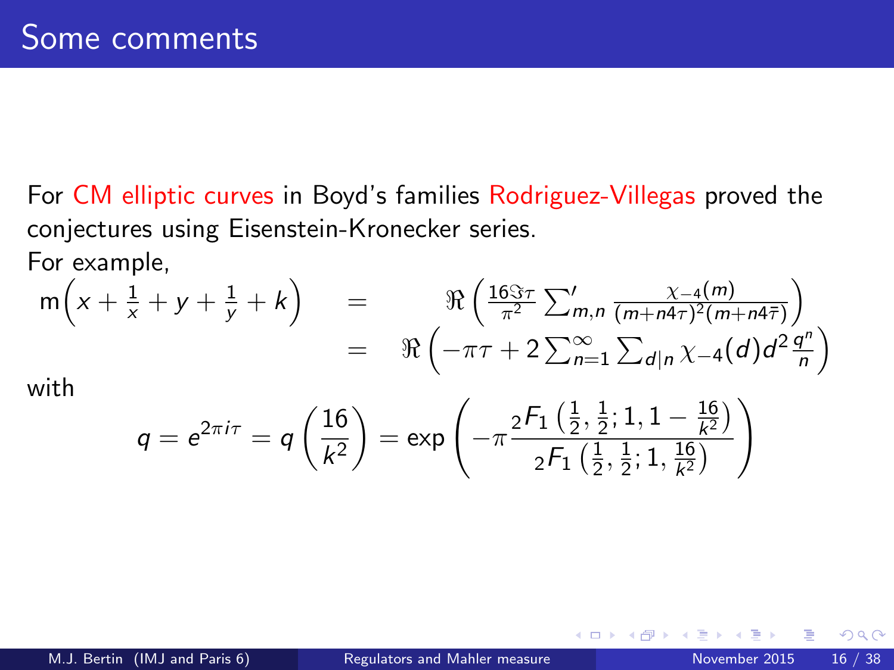# Some comments

For CM elliptic curves in Boyd's families Rodriguez-Villegas proved the conjectures using Eisenstein-Kronecker series.

For example,

$$
\begin{aligned}
\mathrm{m}\left(x + \frac{1}{x} + y + \frac{1}{y} + k\right) &= \Re\left(\frac{16\Im\tau}{\pi^2} {\sum}'_{m,n} \frac{\chi_{-4}(m)}{(m+n4\tau)^2(m+n4\bar{\tau})}\right) \\
&= \Re\left(-\pi\tau + 2\sum_{n=1}^{\infty}\sum_{d|n}\chi_{-4}(d)d^2\frac{q^n}{n}\right)
\end{aligned}
$$

with

$$
q = e^{2\pi i\tau} = q\left(\frac{16}{k^2}\right) = \exp\left(-\pi\frac{{}_2F_1\left(\frac{1}{2},\frac{1}{2};1,1-\frac{16}{k^2}\right)}{{}_2F_1\left(\frac{1}{2},\frac{1}{2};1,\frac{16}{k^2}\right)}\right)
$$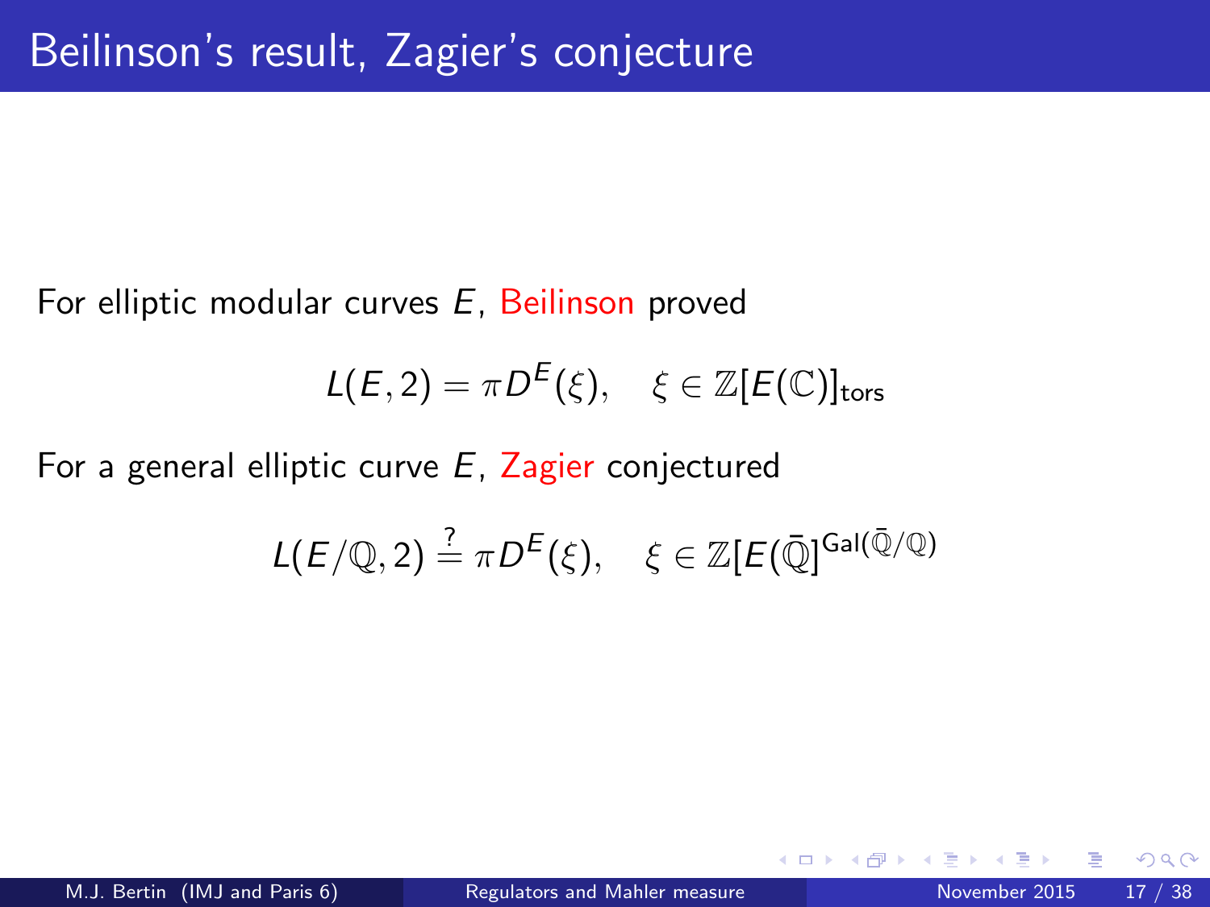# Beilinson's result, Zagier's conjecture

For elliptic modular curves $E$, Beilinson proved

$$L(E,2) = \pi D^E(\xi), \quad \xi \in \mathbb{Z}[E(\mathbb{C})]_{\text{tors}}$$

For a general elliptic curve $E$, Zagier conjectured

$$L(E/\mathbb{Q},2) \stackrel{?}{=} \pi D^E(\xi), \quad \xi \in \mathbb{Z}[E(\bar{\mathbb{Q}}]^{\text{Gal}(\bar{\mathbb{Q}}/\mathbb{Q})}$$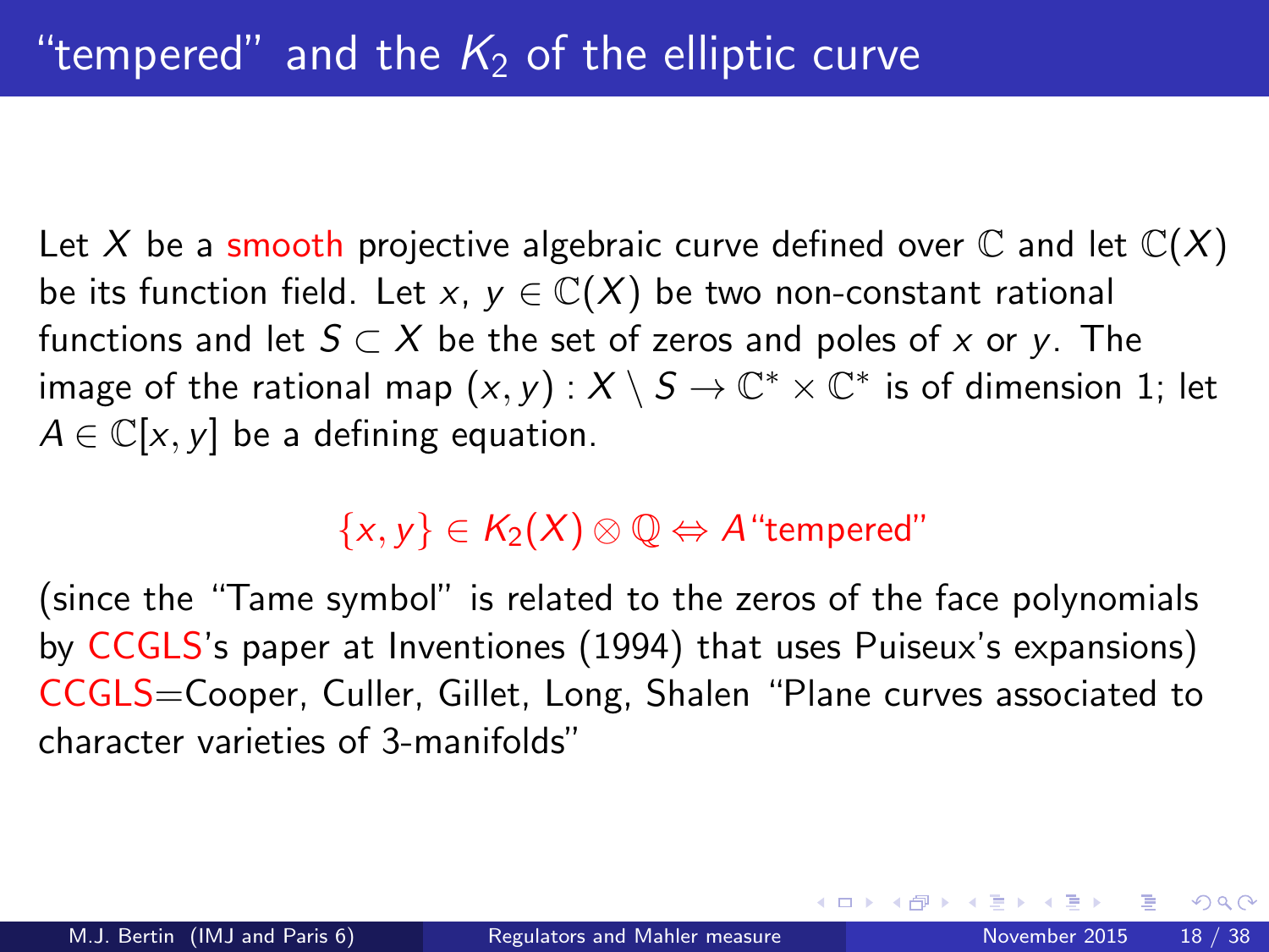## “tempered” and the $K_2$ of the elliptic curve

Let $X$ be a smooth projective algebraic curve defined over $\mathbb{C}$ and let $\mathbb{C}(X)$ be its function field. Let $x$, $y \in \mathbb{C}(X)$ be two non-constant rational functions and let $S \subset X$ be the set of zeros and poles of $x$ or $y$. The image of the rational map $(x, y) : X \setminus S \to \mathbb{C}^* \times \mathbb{C}^*$ is of dimension 1; let $A \in \mathbb{C}[x, y]$ be a defining equation.

$$\{x, y\} \in K_2(X) \otimes \mathbb{Q} \Leftrightarrow A \text{“tempered”}$$

(since the “Tame symbol” is related to the zeros of the face polynomials by CCGLS's paper at Inventiones (1994) that uses Puiseux's expansions)
CCGLS=Cooper, Culler, Gillet, Long, Shalen “Plane curves associated to character varieties of 3-manifolds”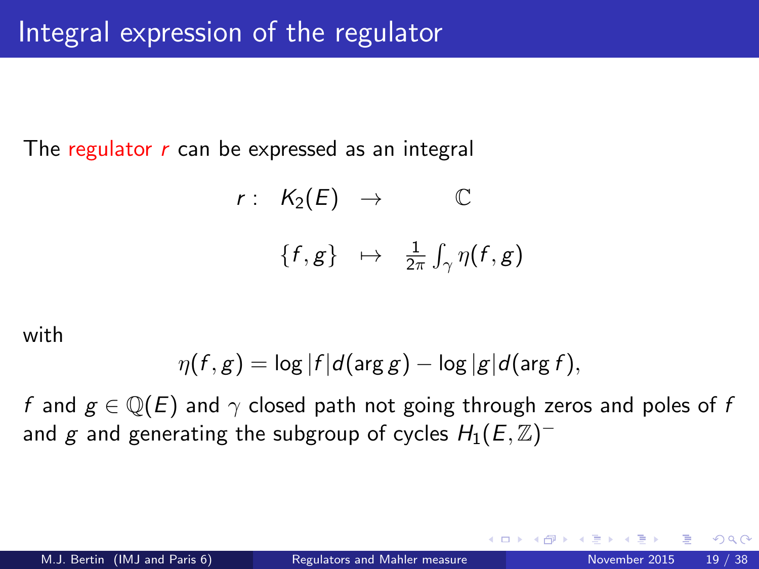# Integral expression of the regulator

The regulator $r$ can be expressed as an integral

$$
\begin{array}{rccc}
r: & K_2(E) & \rightarrow & \mathbb{C} \\
& \{f, g\} & \mapsto & \frac{1}{2\pi} \int_\gamma \eta(f, g)
\end{array}
$$

with

$$
\eta(f, g) = \log |f| d(\arg g) - \log |g| d(\arg f),
$$

$f$ and $g \in \mathbb{Q}(E)$ and $\gamma$ closed path not going through zeros and poles of $f$ and $g$ and generating the subgroup of cycles $H_1(E, \mathbb{Z})^-$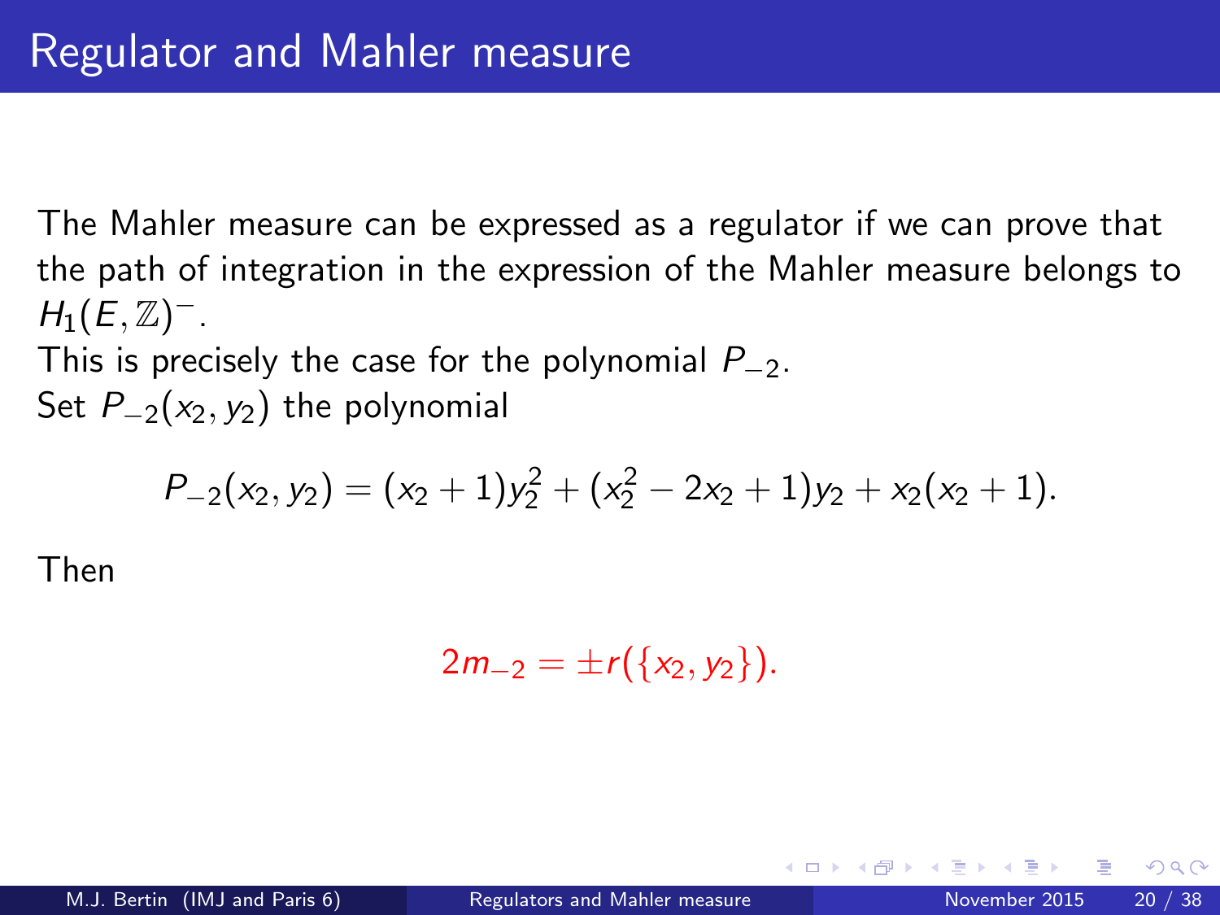# Regulator and Mahler measure

The Mahler measure can be expressed as a regulator if we can prove that the path of integration in the expression of the Mahler measure belongs to $H_1(E, \mathbb{Z})^-$.

This is precisely the case for the polynomial $P_{-2}$.

Set $P_{-2}(x_2, y_2)$ the polynomial

$$P_{-2}(x_2, y_2) = (x_2 + 1)y_2^2 + (x_2^2 - 2x_2 + 1)y_2 + x_2(x_2 + 1).$$

Then

$$2m_{-2} = \pm r(\{x_2, y_2\}).$$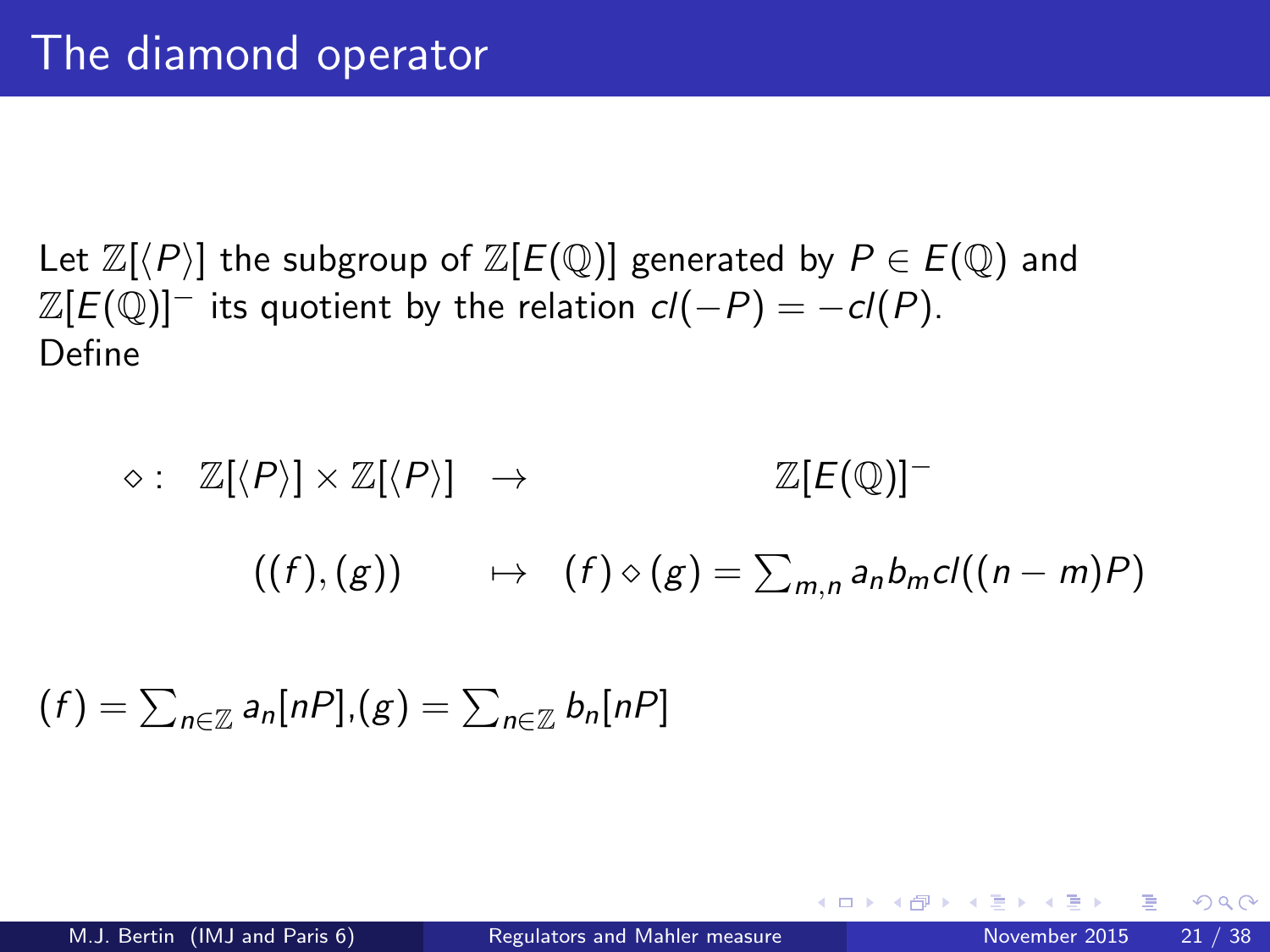# The diamond operator

Let $\mathbb{Z}[\langle P \rangle]$ the subgroup of $\mathbb{Z}[E(\mathbb{Q})]$ generated by $P \in E(\mathbb{Q})$ and $\mathbb{Z}[E(\mathbb{Q})]^-$ its quotient by the relation $cl(-P) = -cl(P)$.
Define

$$
\begin{array}{rccc}
\diamond : & \mathbb{Z}[\langle P \rangle] \times \mathbb{Z}[\langle P \rangle] & \rightarrow & \mathbb{Z}[E(\mathbb{Q})]^- \\
 & ((f),(g)) & \mapsto & (f) \diamond (g) = \sum_{m,n} a_n b_m cl((n-m)P)
\end{array}
$$

$(f) = \sum_{n \in \mathbb{Z}} a_n [nP]$,$(g) = \sum_{n \in \mathbb{Z}} b_n [nP]$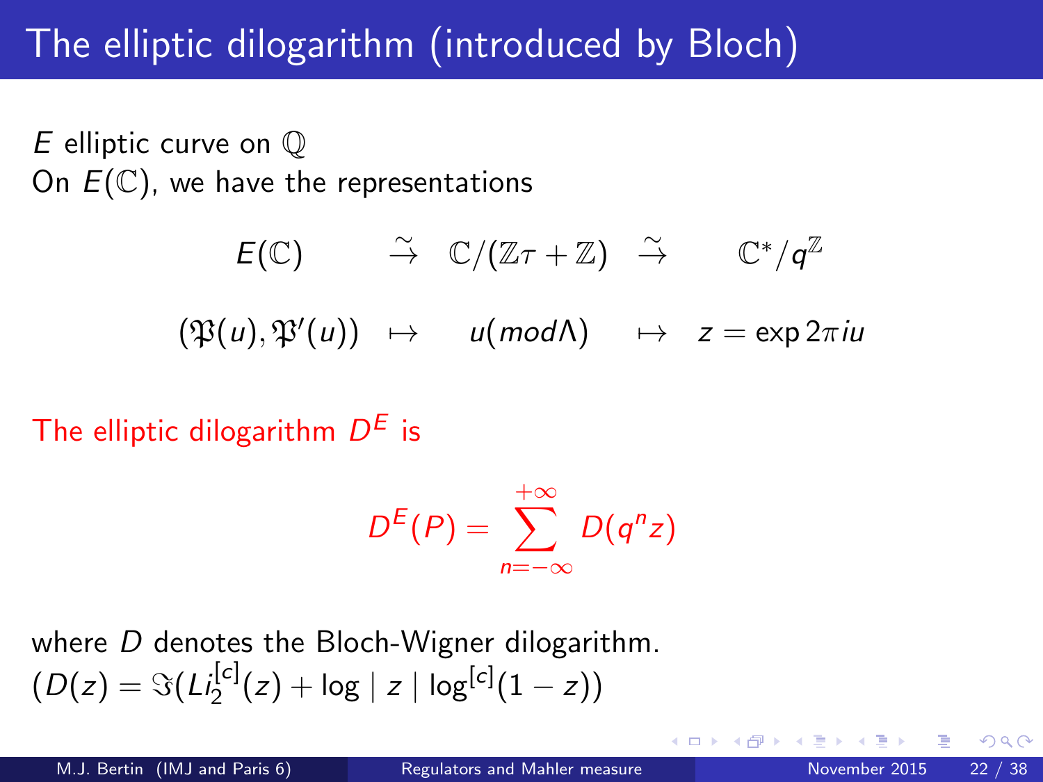# The elliptic dilogarithm (introduced by Bloch)

$E$ elliptic curve on $\mathbb{Q}$
On $E(\mathbb{C})$, we have the representations

$$
\begin{array}{ccccc}
E(\mathbb{C}) & \overset{\sim}{\to} & \mathbb{C}/(\mathbb{Z}\tau + \mathbb{Z}) & \overset{\sim}{\to} & \mathbb{C}^*/q^{\mathbb{Z}} \\
(\mathfrak{P}(u), \mathfrak{P}'(u)) & \mapsto & u(mod \Lambda) & \mapsto & z = \exp 2\pi i u
\end{array}
$$

The elliptic dilogarithm $D^E$ is

$$D^E(P) = \sum_{n=-\infty}^{+\infty} D(q^n z)$$

where $D$ denotes the Bloch-Wigner dilogarithm.
$(D(z) = \Im(Li_2^{[c]}(z) + \log \mid z \mid \log^{[c]}(1-z))$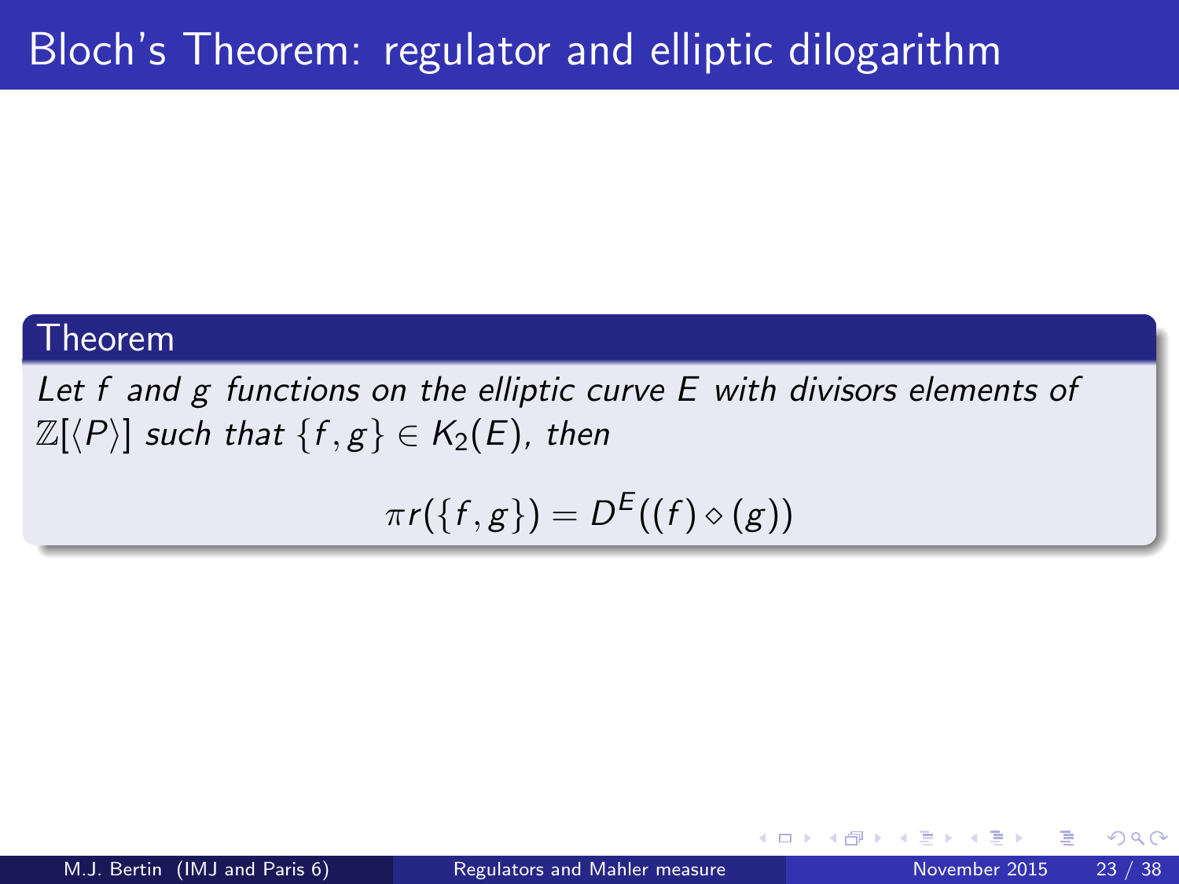# Bloch's Theorem: regulator and elliptic dilogarithm

**Theorem**

*Let $f$ and $g$ functions on the elliptic curve $E$ with divisors elements of $\mathbb{Z}[\langle P \rangle]$ such that $\{f, g\} \in K_2(E)$, then*

$$\pi r(\{f, g\}) = D^E((f) \diamond (g))$$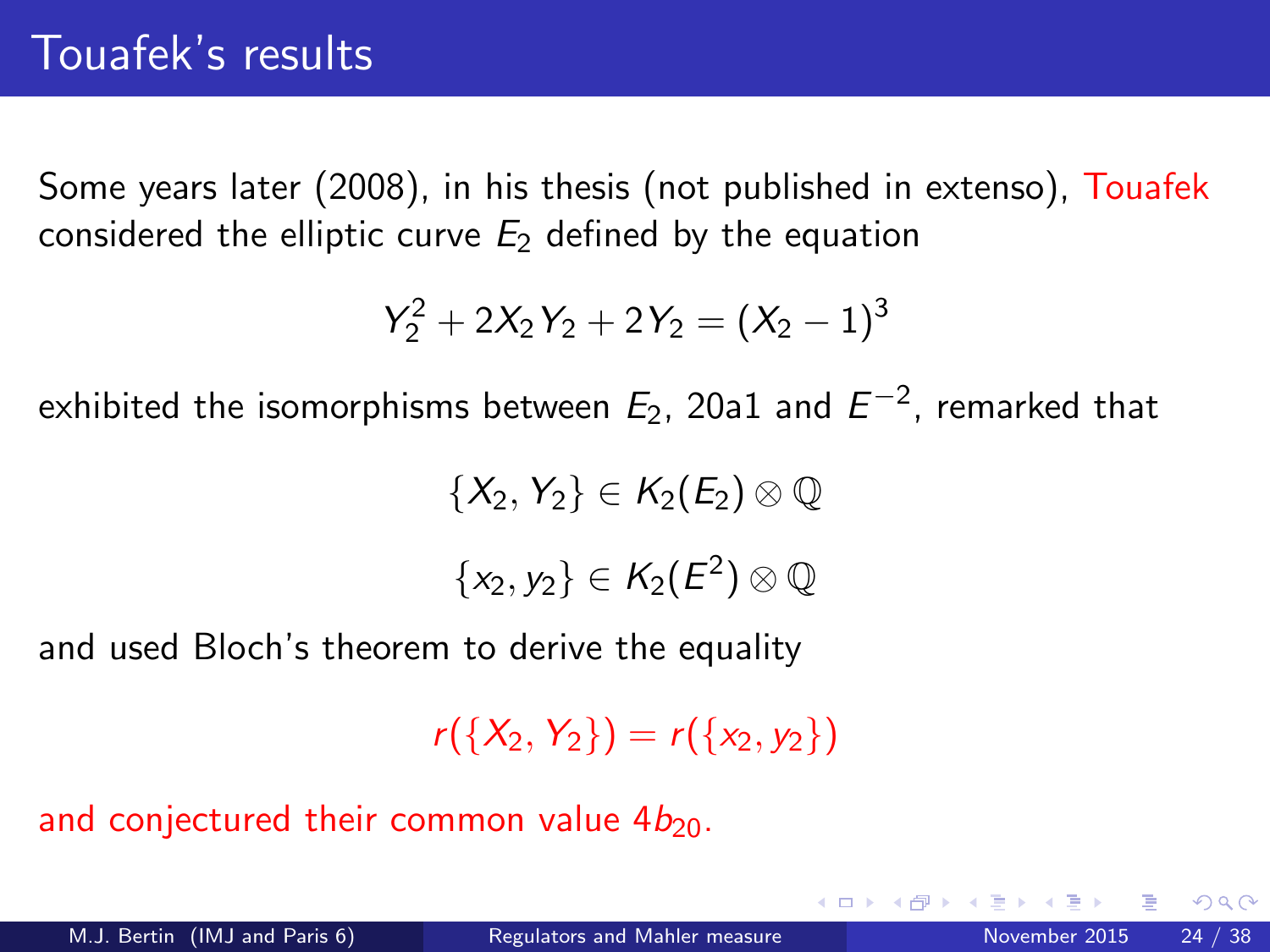# Touafek's results

Some years later (2008), in his thesis (not published in extenso), Touafek considered the elliptic curve $E_2$ defined by the equation

$$Y_2^2 + 2X_2Y_2 + 2Y_2 = (X_2 - 1)^3$$

exhibited the isomorphisms between $E_2$, 20a1 and $E^{-2}$, remarked that

$$\{X_2, Y_2\} \in K_2(E_2) \otimes \mathbb{Q}$$

$$\{x_2, y_2\} \in K_2(E^2) \otimes \mathbb{Q}$$

and used Bloch's theorem to derive the equality

$$r(\{X_2, Y_2\}) = r(\{x_2, y_2\})$$

and conjectured their common value $4b_{20}$.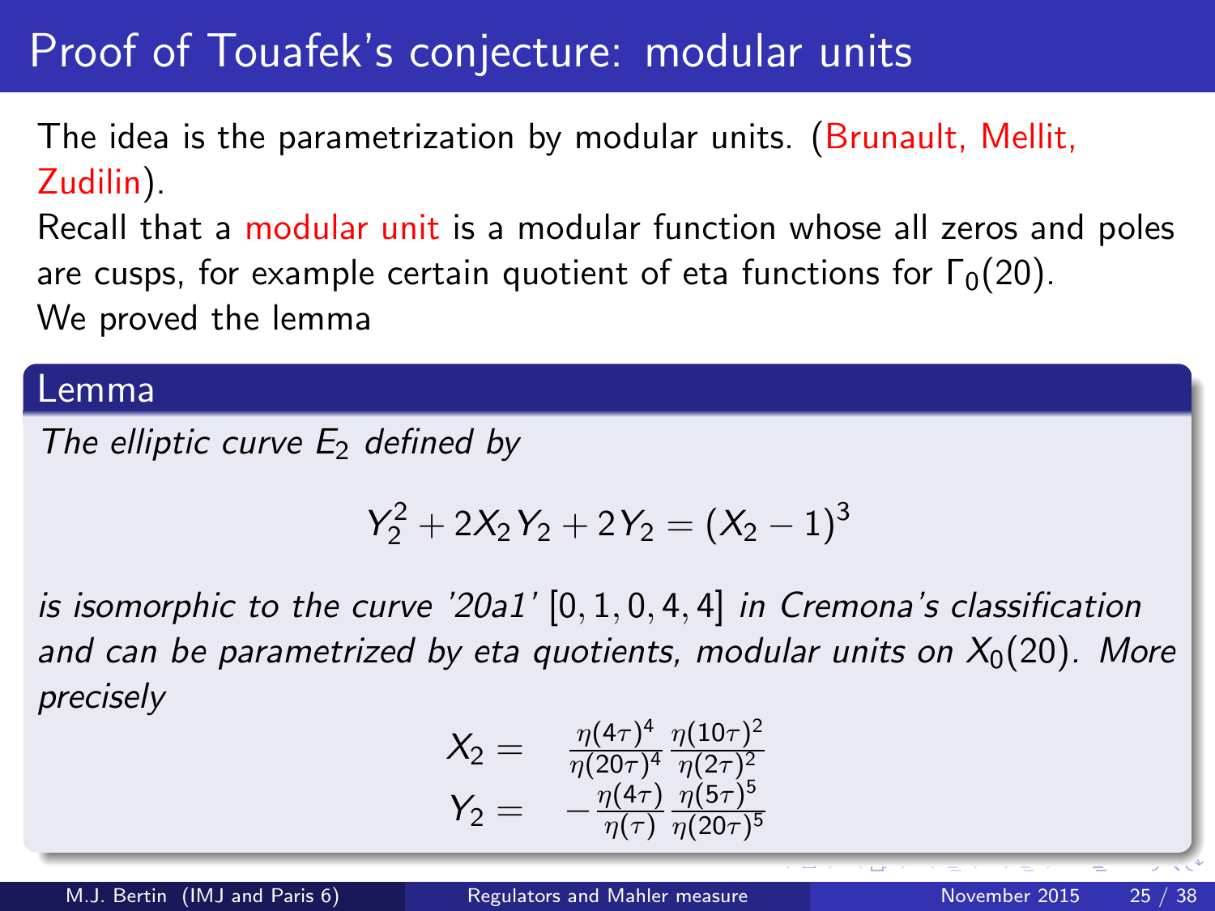# Proof of Touafek's conjecture: modular units

The idea is the parametrization by modular units. (Brunault, Mellit, Zudilin).

Recall that a modular unit is a modular function whose all zeros and poles are cusps, for example certain quotient of eta functions for $\Gamma_0(20)$.

We proved the lemma

**Lemma**

*The elliptic curve $E_2$ defined by*

$$Y_2^2 + 2X_2Y_2 + 2Y_2 = (X_2 - 1)^3$$

*is isomorphic to the curve '20a1' $[0, 1, 0, 4, 4]$ in Cremona's classification and can be parametrized by eta quotients, modular units on $X_0(20)$. More precisely*

$$X_2 = \frac{\eta(4\tau)^4}{\eta(20\tau)^4}\frac{\eta(10\tau)^2}{\eta(2\tau)^2}$$

$$Y_2 = -\frac{\eta(4\tau)}{\eta(\tau)}\frac{\eta(5\tau)^5}{\eta(20\tau)^5}$$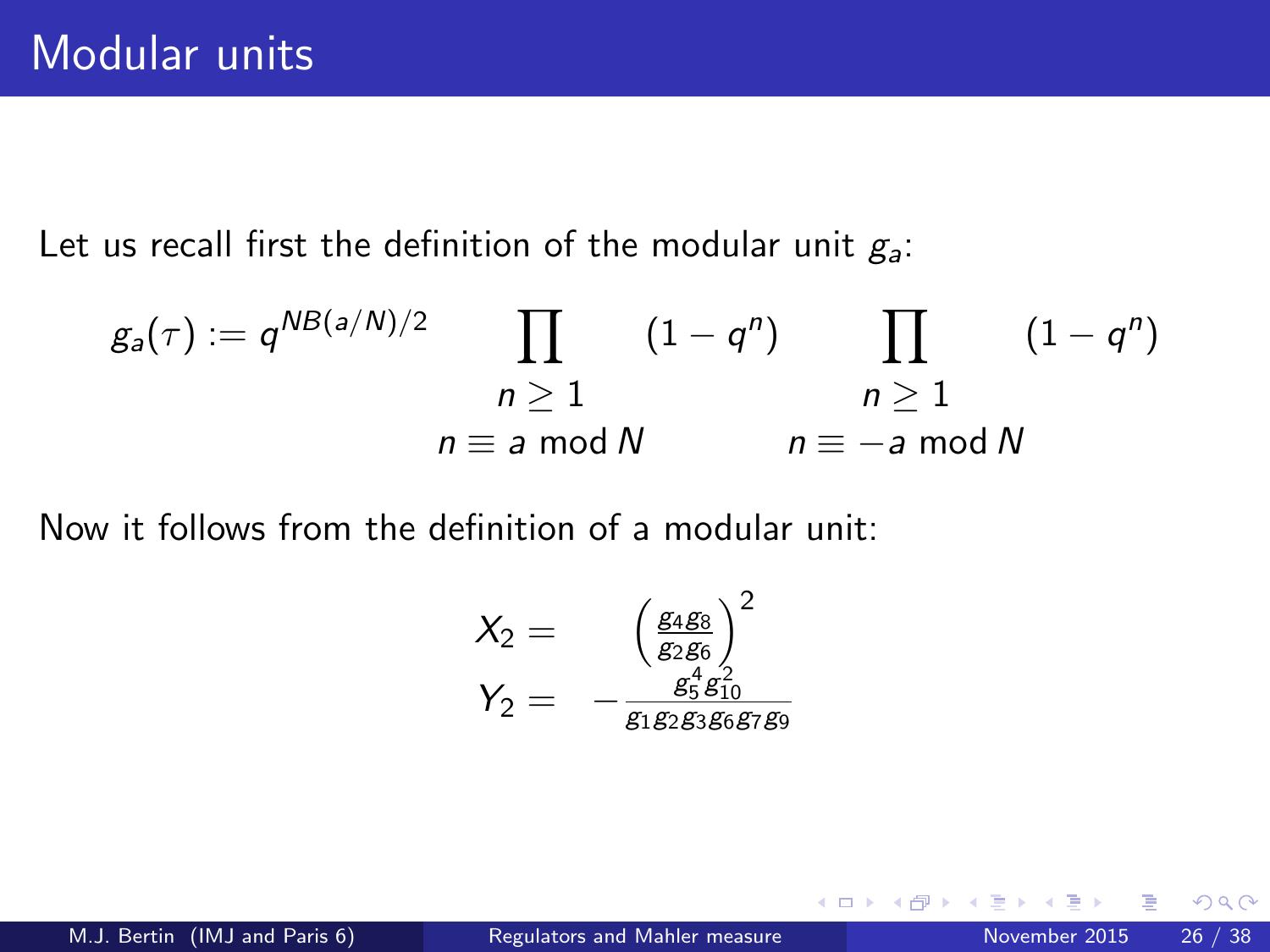# Modular units

Let us recall first the definition of the modular unit $g_a$:

$$g_a(\tau) := q^{NB(a/N)/2} \prod_{\substack{n \geq 1 \\ n \equiv a \bmod N}} (1 - q^n) \prod_{\substack{n \geq 1 \\ n \equiv -a \bmod N}} (1 - q^n)$$

Now it follows from the definition of a modular unit:

$$X_2 = \left(\frac{g_4 g_8}{g_2 g_6}\right)^2$$

$$Y_2 = -\frac{g_5^4 g_{10}^2}{g_1 g_2 g_3 g_6 g_7 g_9}$$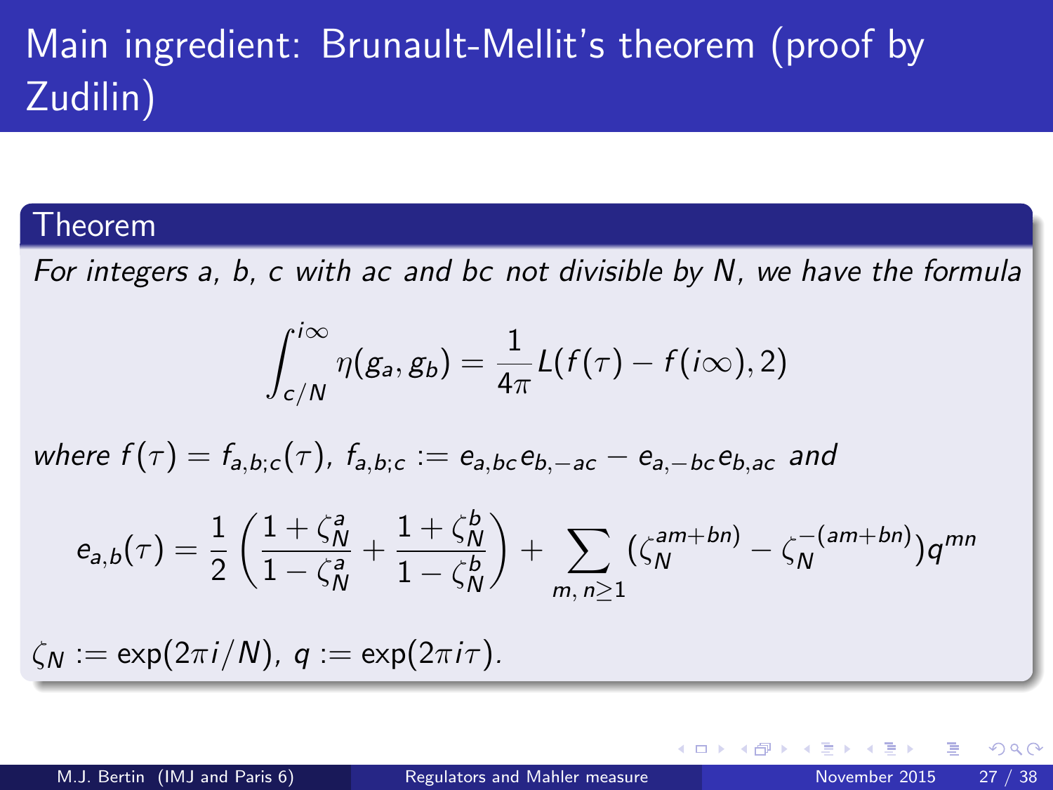# Main ingredient: Brunault-Mellit's theorem (proof by Zudilin)

## Theorem

*For integers a, b, c with ac and bc not divisible by N, we have the formula*

$$\int_{c/N}^{i\infty} \eta(g_a, g_b) = \frac{1}{4\pi} L(f(\tau) - f(i\infty), 2)$$

*where* $f(\tau) = f_{a,b;c}(\tau)$, $f_{a,b;c} := e_{a,bc} e_{b,-ac} - e_{a,-bc} e_{b,ac}$ *and*

$$e_{a,b}(\tau) = \frac{1}{2}\left(\frac{1+\zeta_N^a}{1-\zeta_N^a} + \frac{1+\zeta_N^b}{1-\zeta_N^b}\right) + \sum_{m,\, n \geq 1} (\zeta_N^{am+bn)} - \zeta_N^{-(am+bn)}) q^{mn}$$

$\zeta_N := \exp(2\pi i/N)$, $q := \exp(2\pi i \tau)$.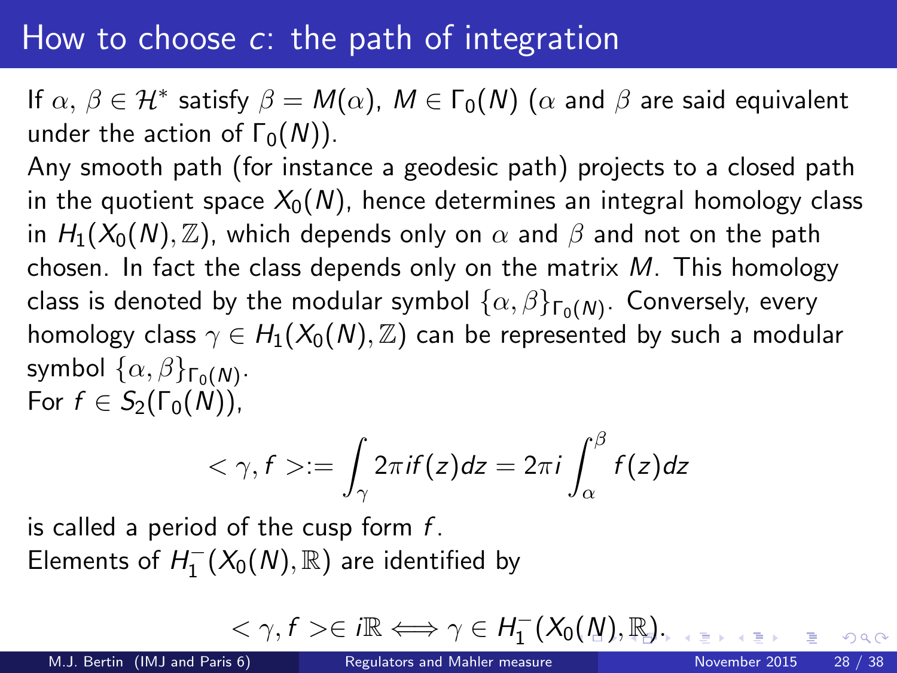# How to choose $c$: the path of integration

If $\alpha$, $\beta \in \mathcal{H}^*$ satisfy $\beta = M(\alpha)$, $M \in \Gamma_0(N)$ ($\alpha$ and $\beta$ are said equivalent under the action of $\Gamma_0(N)$).

Any smooth path (for instance a geodesic path) projects to a closed path in the quotient space $X_0(N)$, hence determines an integral homology class in $H_1(X_0(N), \mathbb{Z})$, which depends only on $\alpha$ and $\beta$ and not on the path chosen. In fact the class depends only on the matrix $M$. This homology class is denoted by the modular symbol $\{\alpha, \beta\}_{\Gamma_0(N)}$. Conversely, every homology class $\gamma \in H_1(X_0(N), \mathbb{Z})$ can be represented by such a modular symbol $\{\alpha, \beta\}_{\Gamma_0(N)}$.

For $f \in S_2(\Gamma_0(N))$,

$$< \gamma, f >:= \int_\gamma 2\pi i f(z) dz = 2\pi i \int_\alpha^\beta f(z) dz$$

is called a period of the cusp form $f$.

Elements of $H_1^-(X_0(N), \mathbb{R})$ are identified by

$$< \gamma, f > \in i\mathbb{R} \iff \gamma \in H_1^-(X_0(N), \mathbb{R}).$$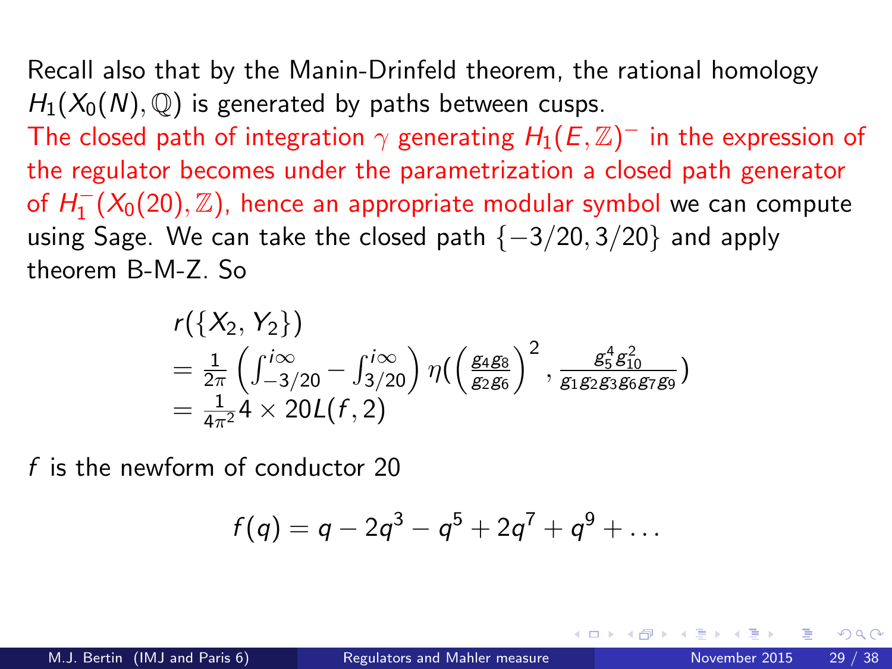Recall also that by the Manin-Drinfeld theorem, the rational homology $H_1(X_0(N), \mathbb{Q})$ is generated by paths between cusps.
The closed path of integration $\gamma$ generating $H_1(E, \mathbb{Z})^-$ in the expression of the regulator becomes under the parametrization a closed path generator of $H_1^-(X_0(20), \mathbb{Z})$, hence an appropriate modular symbol we can compute using Sage. We can take the closed path $\{-3/20, 3/20\}$ and apply theorem B-M-Z. So

$$
\begin{aligned}
& r(\{X_2, Y_2\}) \\
&= \frac{1}{2\pi}\left(\int_{-3/20}^{i\infty} - \int_{3/20}^{i\infty}\right) \eta(\left(\frac{g_4 g_8}{g_2 g_6}\right)^2, \frac{g_5^4 g_{10}^2}{g_1 g_2 g_3 g_6 g_7 g_9}) \\
&= \frac{1}{4\pi^2} 4 \times 20 L(f, 2)
\end{aligned}
$$

$f$ is the newform of conductor 20

$$
f(q) = q - 2q^3 - q^5 + 2q^7 + q^9 + \dots
$$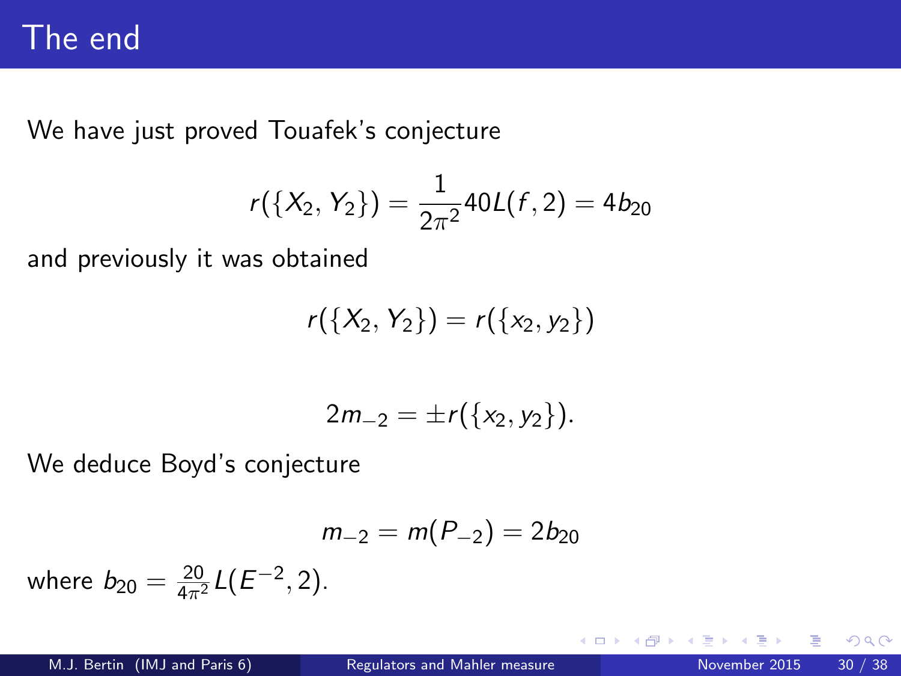# The end

We have just proved Touafek's conjecture

$$r(\{X_2, Y_2\}) = \frac{1}{2\pi^2} 40 L(f, 2) = 4b_{20}$$

and previously it was obtained

$$r(\{X_2, Y_2\}) = r(\{x_2, y_2\})$$

$$2m_{-2} = \pm r(\{x_2, y_2\}).$$

We deduce Boyd's conjecture

$$m_{-2} = m(P_{-2}) = 2b_{20}$$

where $b_{20} = \frac{20}{4\pi^2} L(E^{-2}, 2)$.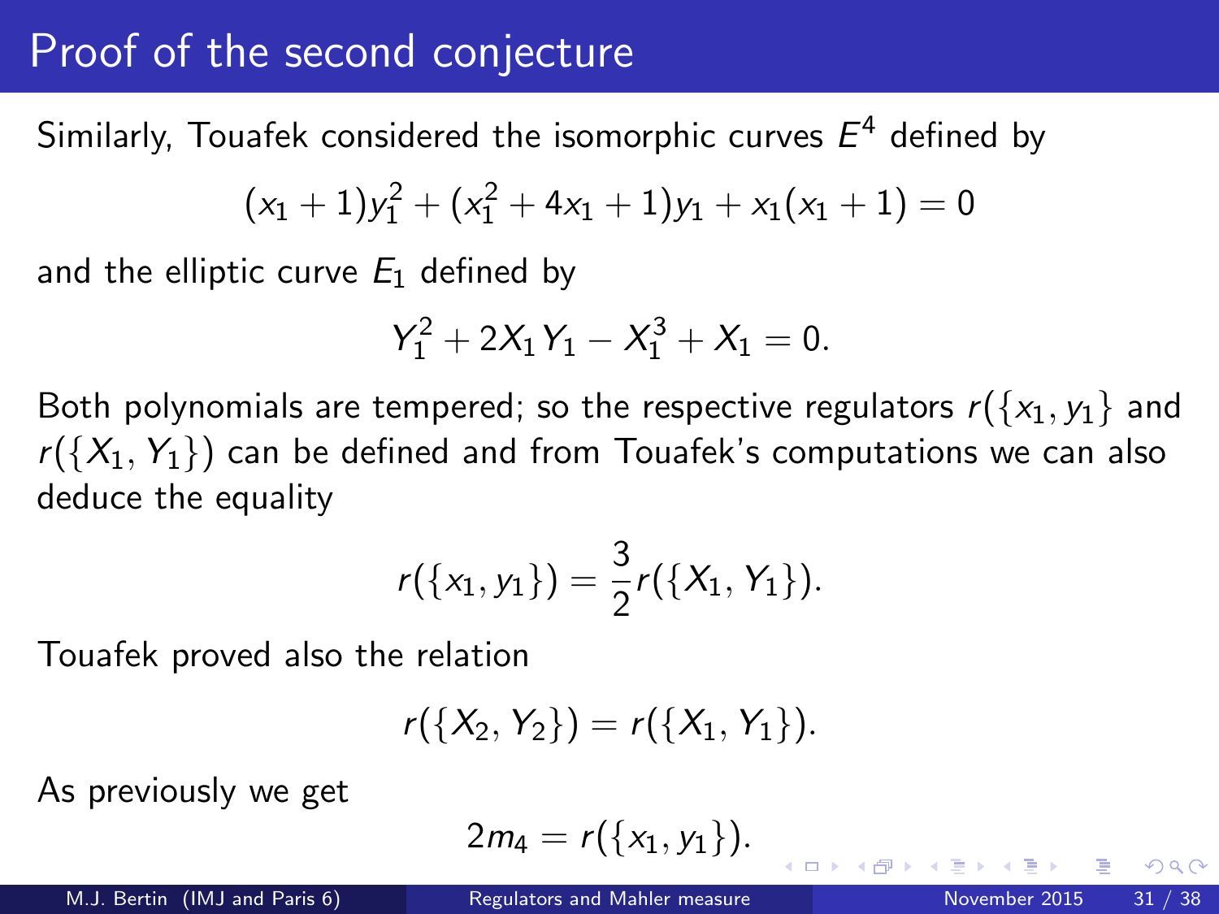# Proof of the second conjecture

Similarly, Touafek considered the isomorphic curves $E^4$ defined by

$$(x_1 + 1)y_1^2 + (x_1^2 + 4x_1 + 1)y_1 + x_1(x_1 + 1) = 0$$

and the elliptic curve $E_1$ defined by

$$Y_1^2 + 2X_1Y_1 - X_1^3 + X_1 = 0.$$

Both polynomials are tempered; so the respective regulators $r(\{x_1, y_1\}$ and $r(\{X_1, Y_1\})$ can be defined and from Touafek's computations we can also deduce the equality

$$r(\{x_1, y_1\}) = \frac{3}{2}r(\{X_1, Y_1\}).$$

Touafek proved also the relation

$$r(\{X_2, Y_2\}) = r(\{X_1, Y_1\}).$$

As previously we get

$$2m_4 = r(\{x_1, y_1\}).$$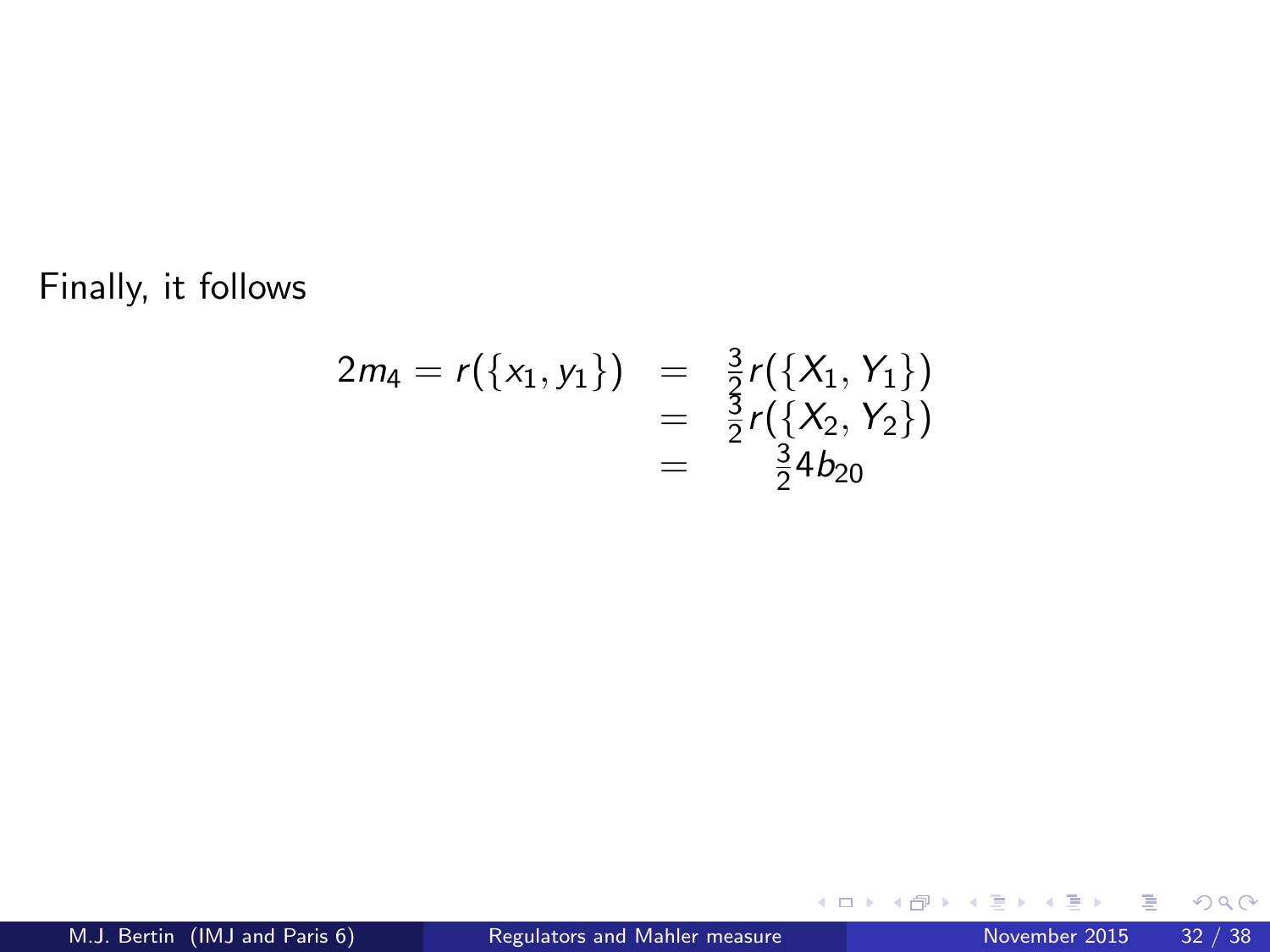Finally, it follows

$$
\begin{aligned}
2m_4 = r(\{x_1, y_1\}) &= \tfrac{3}{2} r(\{X_1, Y_1\}) \\
&= \tfrac{3}{2} r(\{X_2, Y_2\}) \\
&= \tfrac{3}{2} 4 b_{20}
\end{aligned}
$$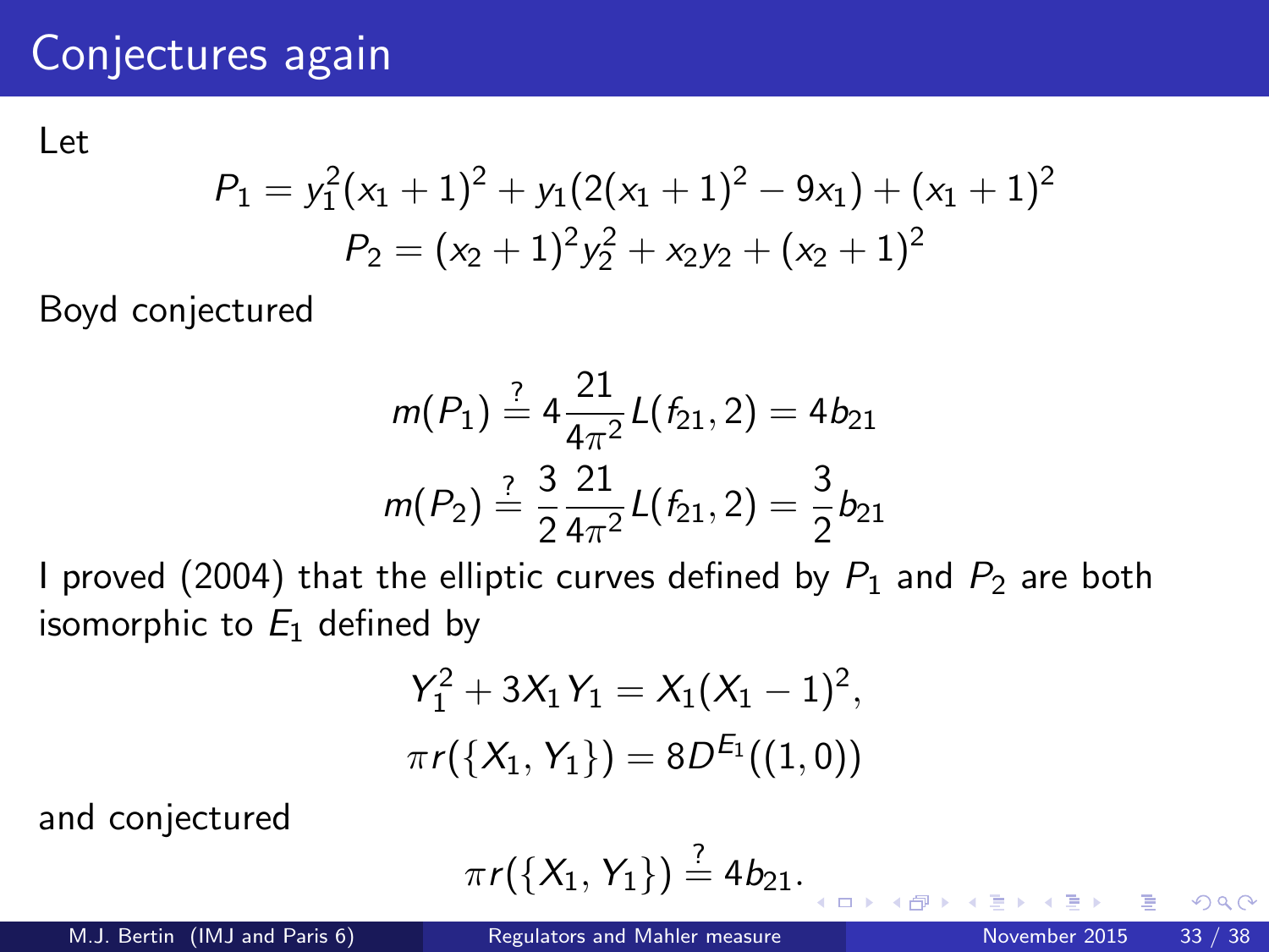# Conjectures again

Let

$$P_1 = y_1^2(x_1+1)^2 + y_1(2(x_1+1)^2 - 9x_1) + (x_1+1)^2$$
$$P_2 = (x_2+1)^2 y_2^2 + x_2 y_2 + (x_2+1)^2$$

Boyd conjectured

$$m(P_1) \stackrel{?}{=} 4\frac{21}{4\pi^2}L(f_{21},2) = 4b_{21}$$
$$m(P_2) \stackrel{?}{=} \frac{3}{2}\frac{21}{4\pi^2}L(f_{21},2) = \frac{3}{2}b_{21}$$

I proved (2004) that the elliptic curves defined by $P_1$ and $P_2$ are both isomorphic to $E_1$ defined by

$$Y_1^2 + 3X_1Y_1 = X_1(X_1-1)^2,$$
$$\pi r(\{X_1, Y_1\}) = 8D^{E_1}((1,0))$$

and conjectured

$$\pi r(\{X_1, Y_1\}) \stackrel{?}{=} 4b_{21}.$$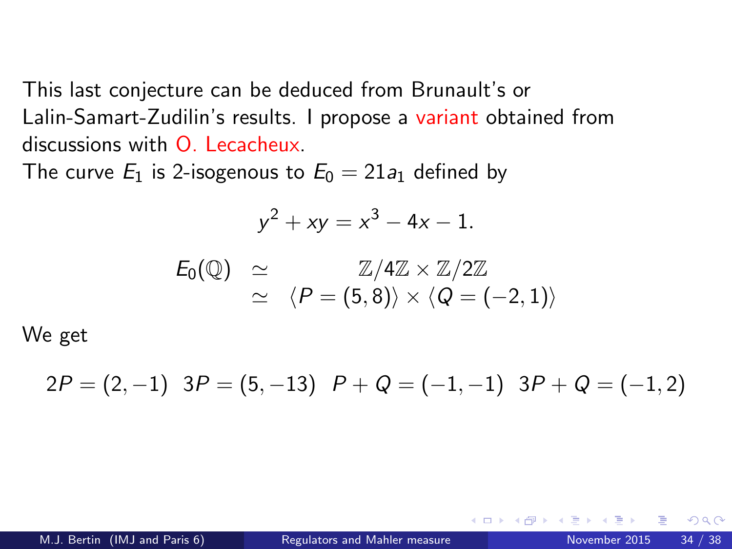This last conjecture can be deduced from Brunault's or Lalin-Samart-Zudilin's results. I propose a variant obtained from discussions with O. Lecacheux.

The curve $E_1$ is 2-isogenous to $E_0 = 21a_1$ defined by

$$y^2 + xy = x^3 - 4x - 1.$$

$$\begin{aligned} E_0(\mathbb{Q}) &\simeq \mathbb{Z}/4\mathbb{Z} \times \mathbb{Z}/2\mathbb{Z} \\ &\simeq \langle P = (5, 8) \rangle \times \langle Q = (-2, 1) \rangle \end{aligned}$$

We get

$$2P = (2, -1) \quad 3P = (5, -13) \quad P + Q = (-1, -1) \quad 3P + Q = (-1, 2)$$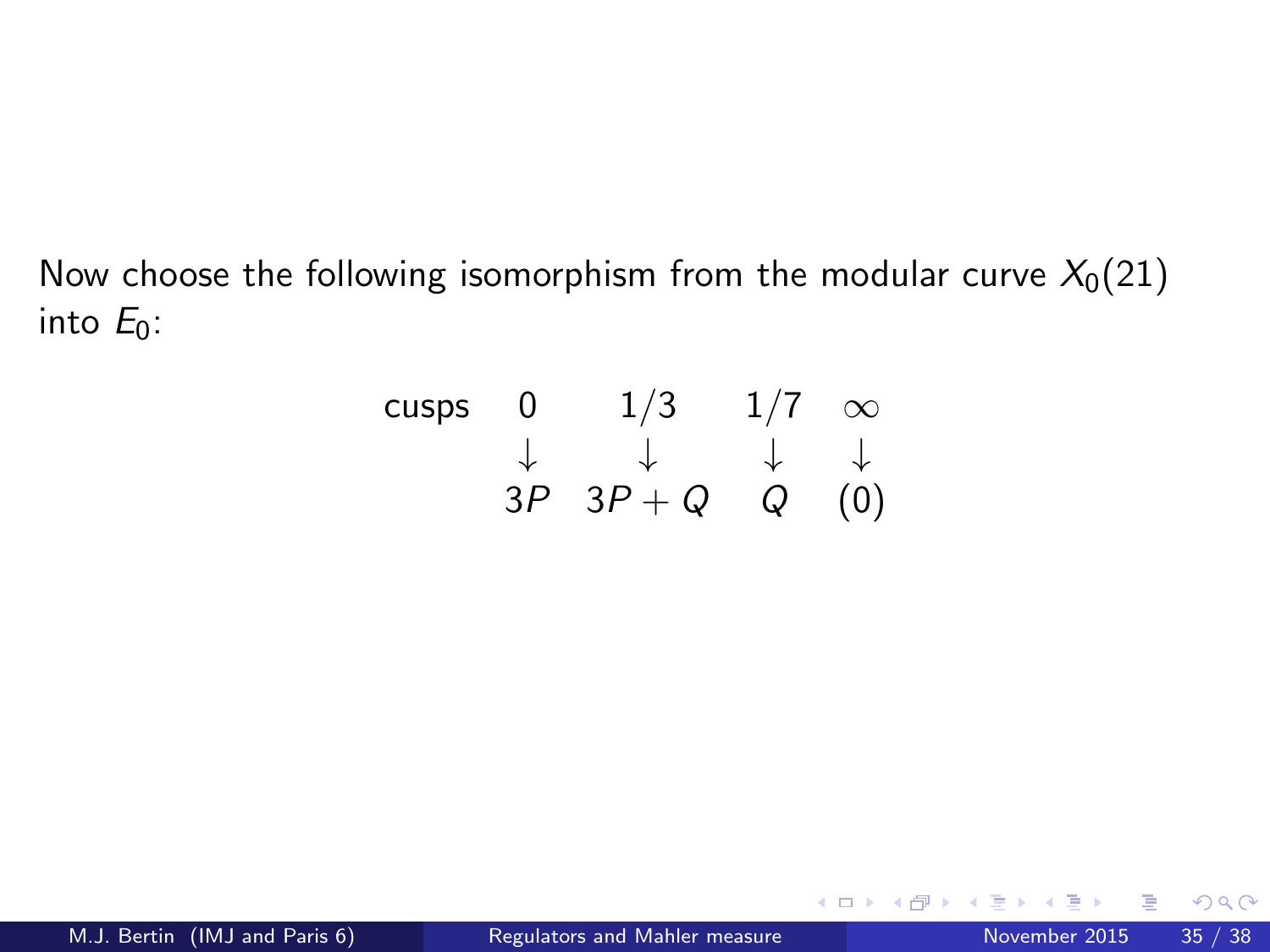Now choose the following isomorphism from the modular curve $X_0(21)$ into $E_0$:

$$
\begin{array}{ccccc}
\text{cusps} & 0 & 1/3 & 1/7 & \infty \\
 & \downarrow & \downarrow & \downarrow & \downarrow \\
 & 3P & 3P+Q & Q & (0)
\end{array}
$$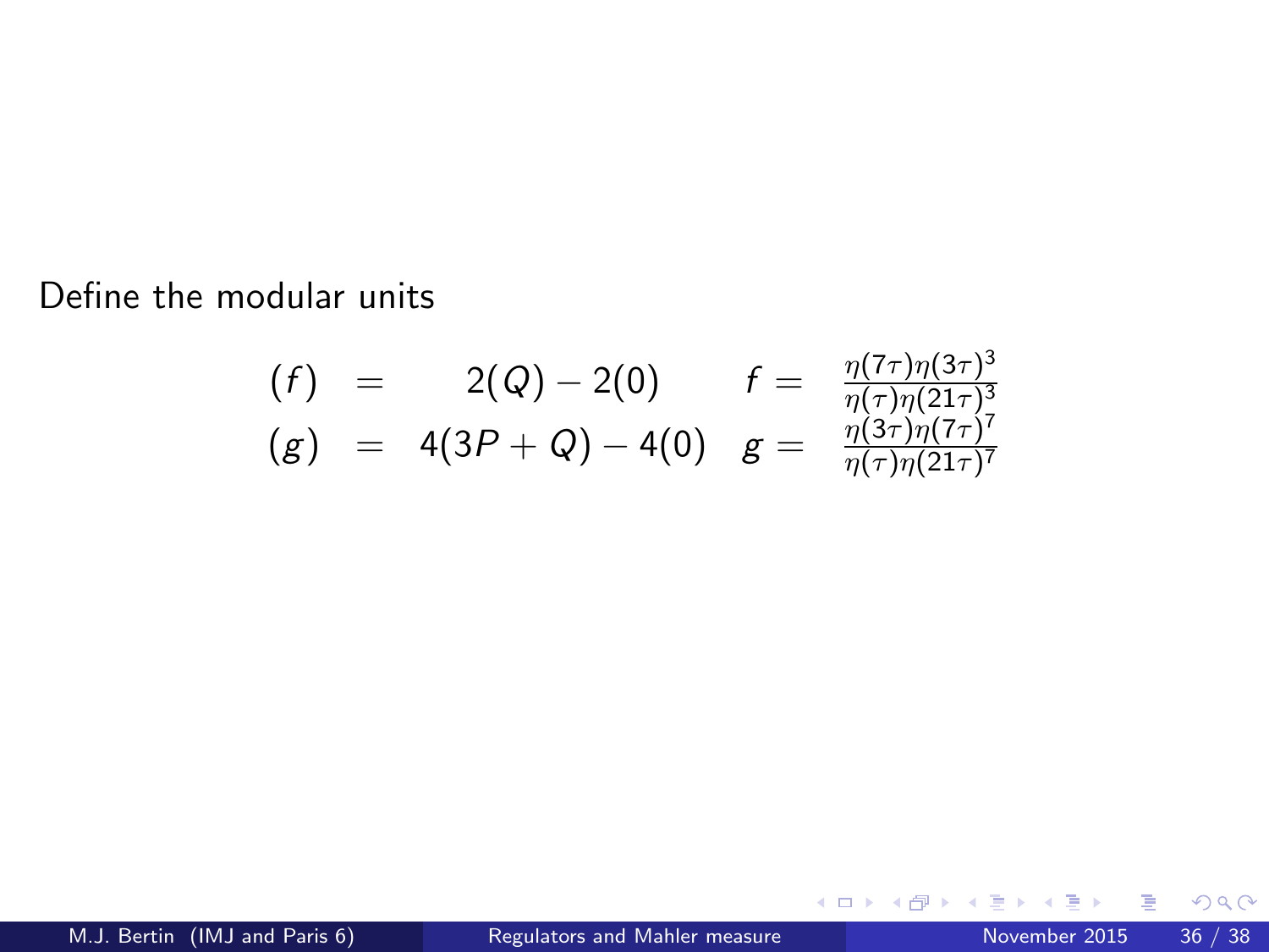Define the modular units

$$
\begin{aligned}
(f) &= 2(Q) - 2(0) & f &= \frac{\eta(7\tau)\eta(3\tau)^3}{\eta(\tau)\eta(21\tau)^3} \\
(g) &= 4(3P + Q) - 4(0) & g &= \frac{\eta(3\tau)\eta(7\tau)^7}{\eta(\tau)\eta(21\tau)^7}
\end{aligned}
$$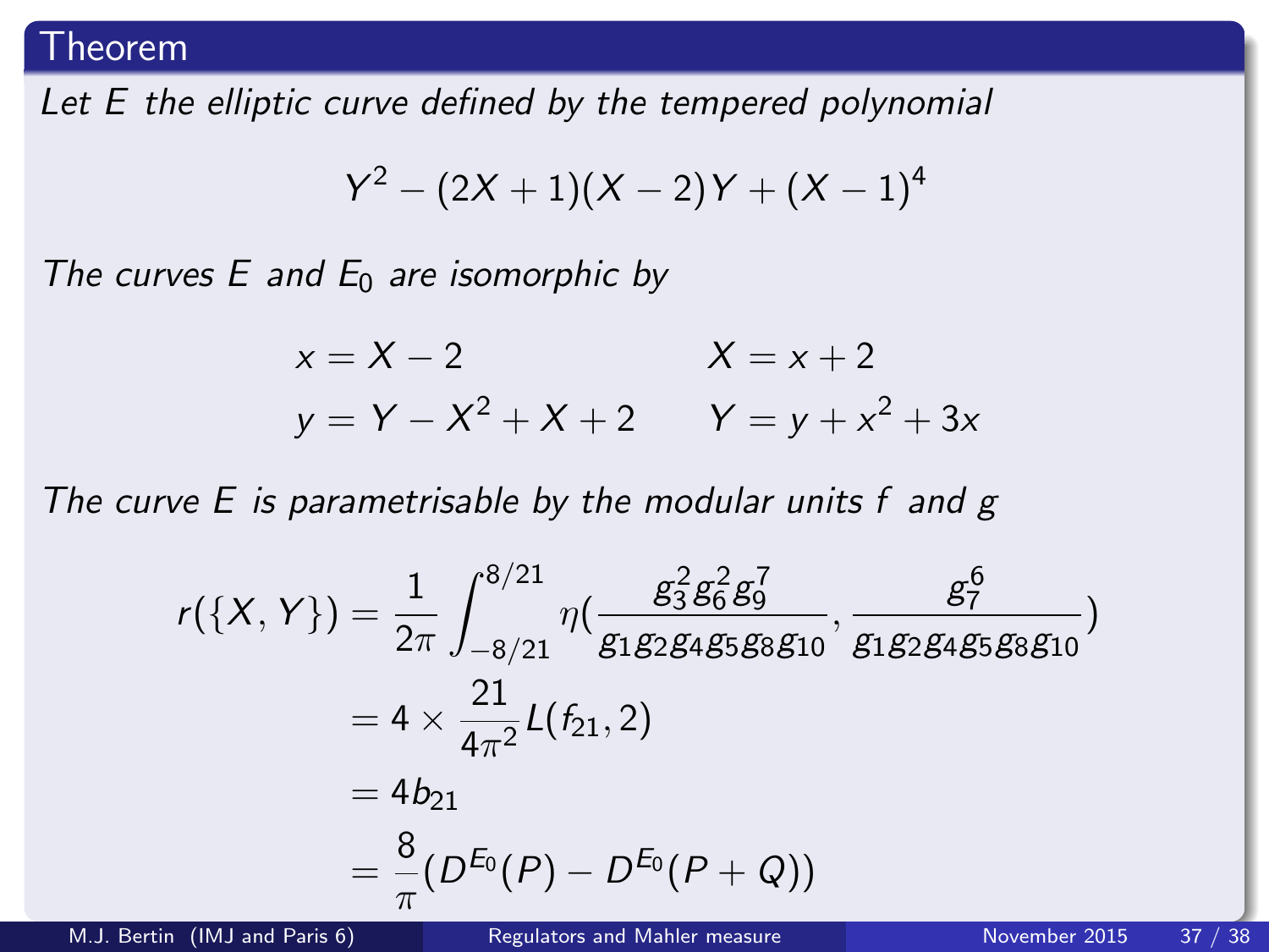## Theorem

*Let $E$ the elliptic curve defined by the tempered polynomial*

$$Y^2 - (2X+1)(X-2)Y + (X-1)^4$$

*The curves $E$ and $E_0$ are isomorphic by*

$$\begin{aligned} x &= X - 2 \qquad & X &= x + 2 \\ y &= Y - X^2 + X + 2 \qquad & Y &= y + x^2 + 3x \end{aligned}$$

*The curve $E$ is parametrisable by the modular units $f$ and $g$*

$$\begin{aligned} r(\{X, Y\}) &= \frac{1}{2\pi} \int_{-8/21}^{8/21} \eta\left(\frac{g_3^2 g_6^2 g_9^7}{g_1 g_2 g_4 g_5 g_8 g_{10}}, \frac{g_7^6}{g_1 g_2 g_4 g_5 g_8 g_{10}}\right) \\ &= 4 \times \frac{21}{4\pi^2} L(f_{21}, 2) \\ &= 4 b_{21} \\ &= \frac{8}{\pi}(D^{E_0}(P) - D^{E_0}(P+Q)) \end{aligned}$$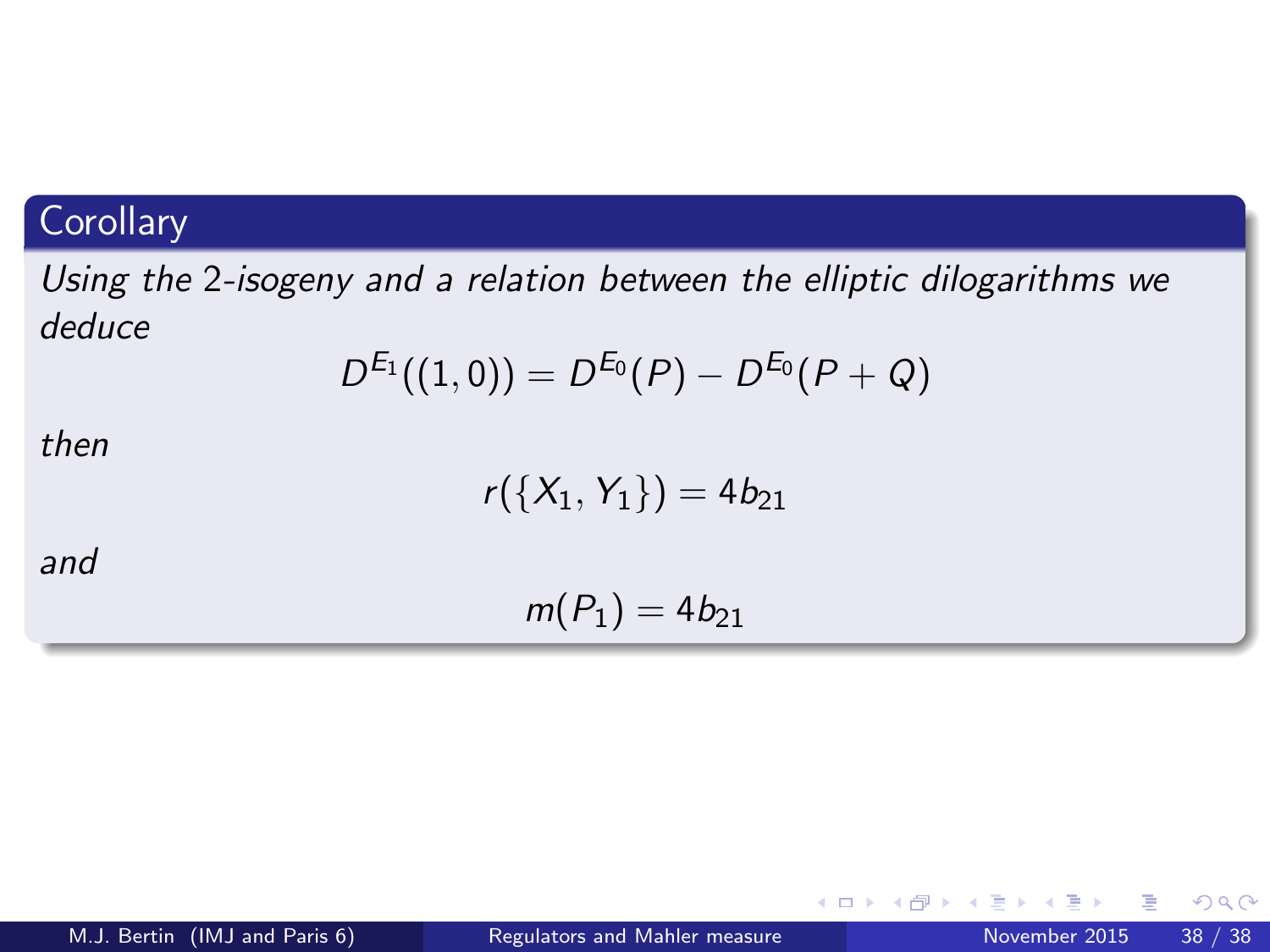### Corollary

*Using the 2-isogeny and a relation between the elliptic dilogarithms we deduce*

$$D^{E_1}((1,0)) = D^{E_0}(P) - D^{E_0}(P+Q)$$

*then*

$$r(\{X_1, Y_1\}) = 4b_{21}$$

*and*

$$m(P_1) = 4b_{21}$$